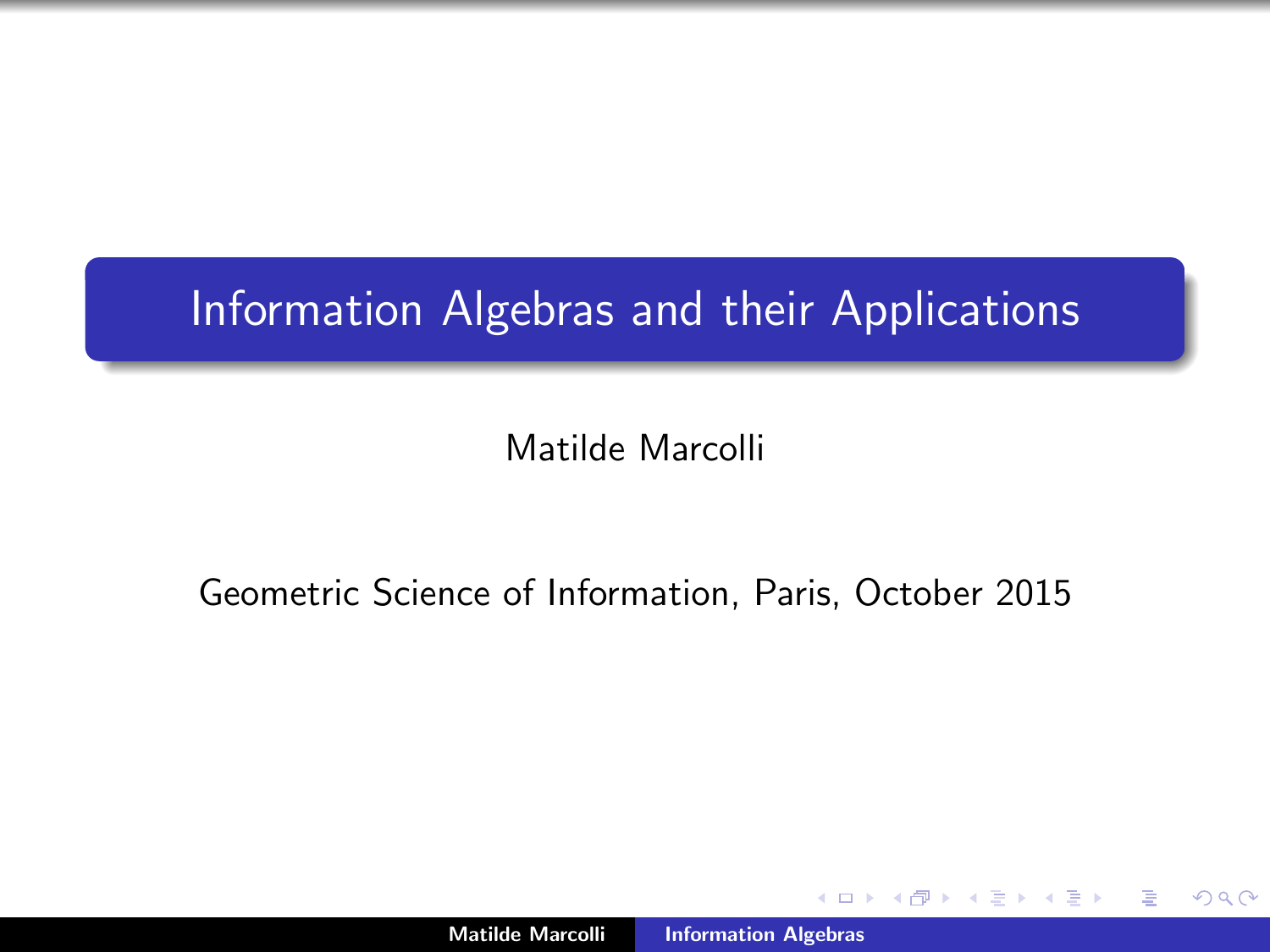# Information Algebras and their Applications

Matilde Marcolli

Geometric Science of Information, Paris, October 2015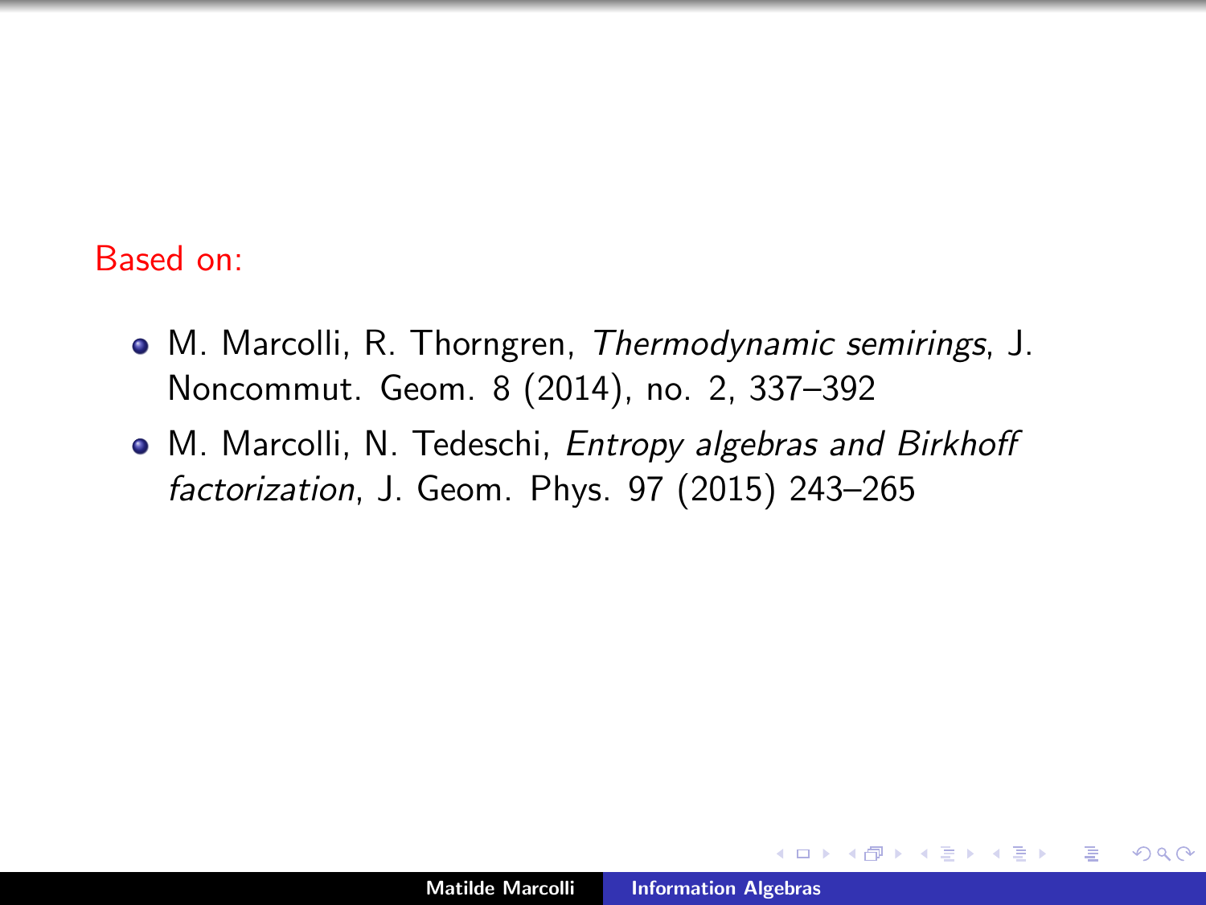Based on:

- M. Marcolli, R. Thorngren, *Thermodynamic semirings*, J. Noncommut. Geom. 8 (2014), no. 2, 337–392
- M. Marcolli, N. Tedeschi, *Entropy algebras and Birkhoff factorization*, J. Geom. Phys. 97 (2015) 243–265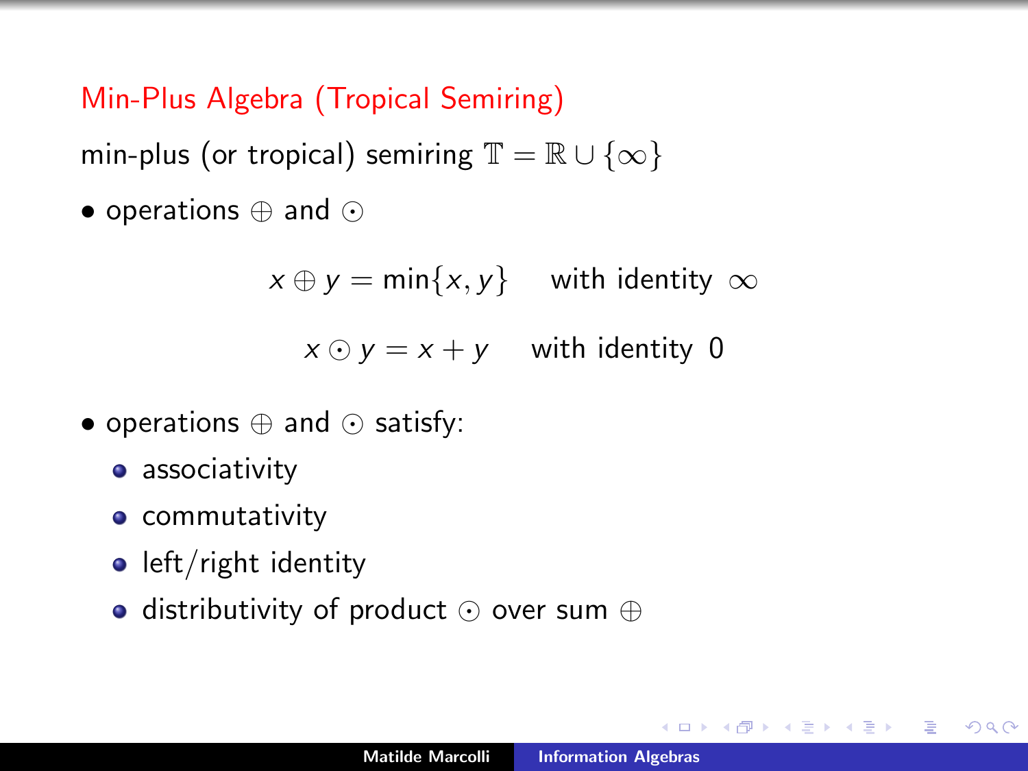## Min-Plus Algebra (Tropical Semiring)

min-plus (or tropical) semiring $\mathbb{T} = \mathbb{R} \cup \{\infty\}$

- operations $\oplus$ and $\odot$

$$x \oplus y = \min\{x, y\} \quad \text{with identity } \infty$$

$$x \odot y = x + y \quad \text{with identity } 0$$

- operations $\oplus$ and $\odot$ satisfy:
  - associativity
  - commutativity
  - left/right identity
  - distributivity of product $\odot$ over sum $\oplus$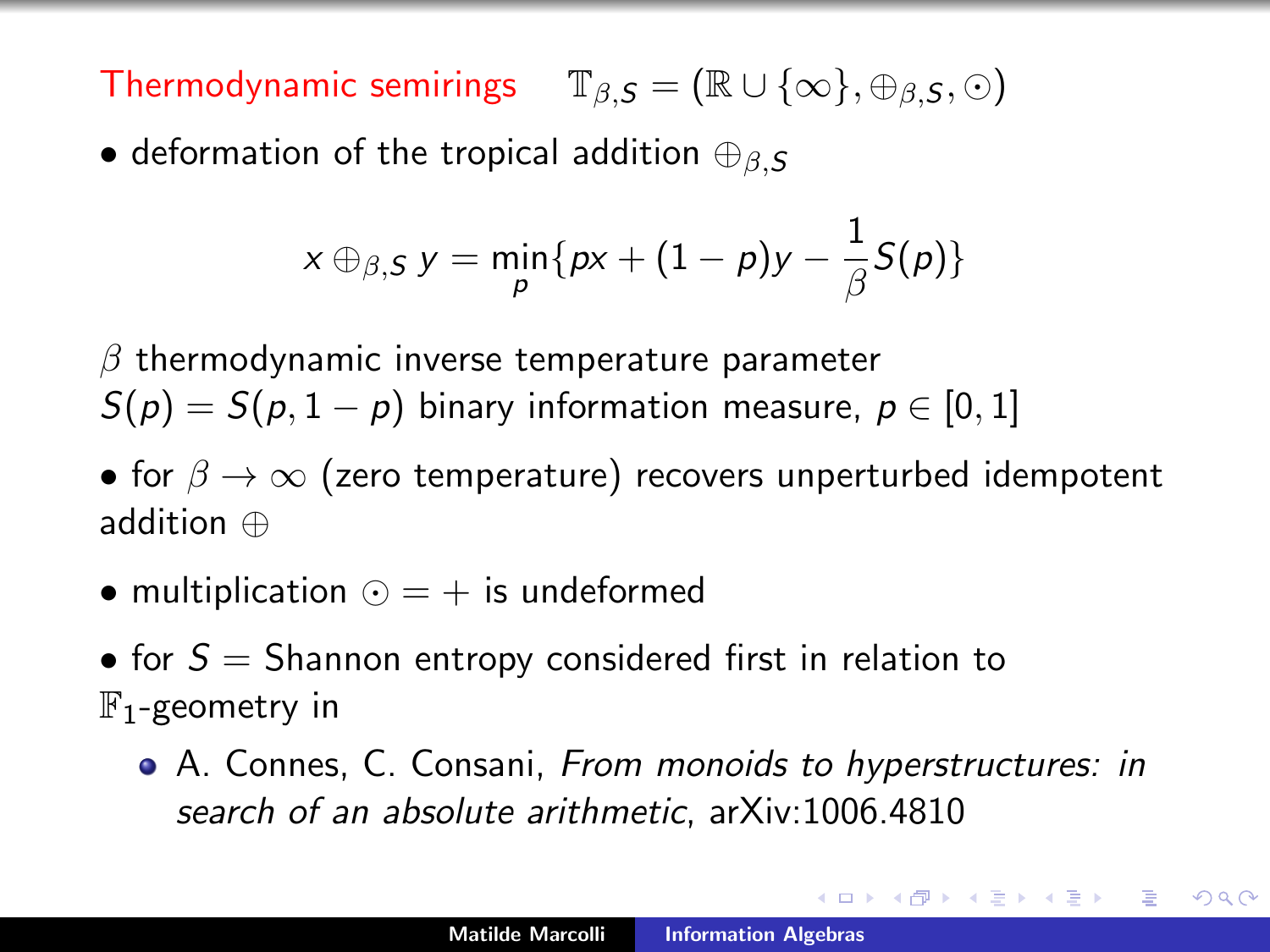Thermodynamic semirings $\mathbb{T}_{\beta,S} = (\mathbb{R} \cup \{\infty\}, \oplus_{\beta,S}, \odot)$

- deformation of the tropical addition $\oplus_{\beta,S}$

$$x \oplus_{\beta,S} y = \min_p \{px + (1-p)y - \frac{1}{\beta} S(p)\}$$

$\beta$ thermodynamic inverse temperature parameter
$S(p) = S(p, 1-p)$ binary information measure, $p \in [0,1]$

- for $\beta \to \infty$ (zero temperature) recovers unperturbed idempotent addition $\oplus$

- multiplication $\odot = +$ is undeformed

- for $S =$ Shannon entropy considered first in relation to $\mathbb{F}_1$-geometry in
  - A. Connes, C. Consani, *From monoids to hyperstructures: in search of an absolute arithmetic*, arXiv:1006.4810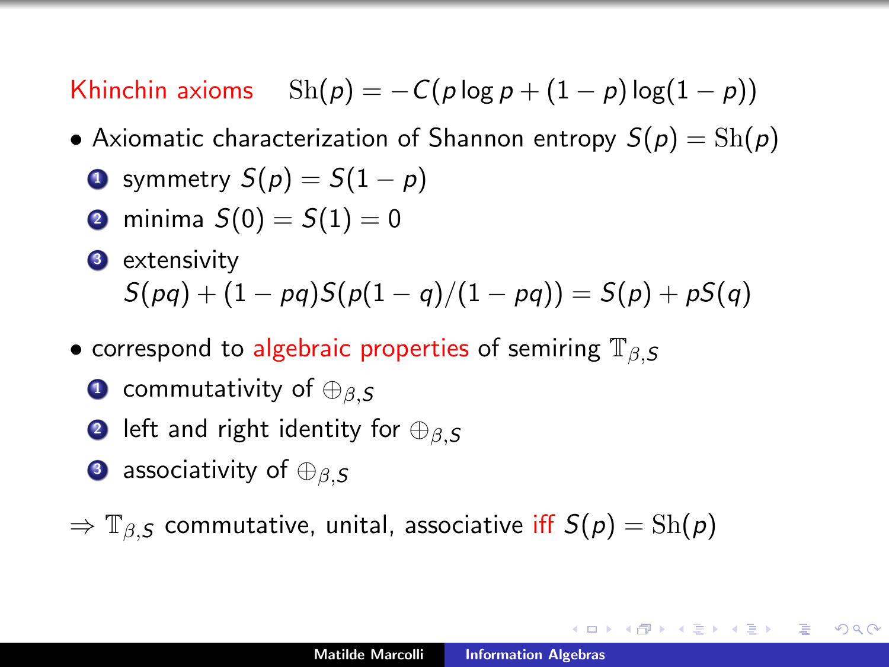## Khinchin axioms $\quad \mathrm{Sh}(p) = -C(p\log p + (1-p)\log(1-p))$

- Axiomatic characterization of Shannon entropy $S(p) = \mathrm{Sh}(p)$
  1. symmetry $S(p) = S(1-p)$
  2. minima $S(0) = S(1) = 0$
  3. extensivity
     $S(pq) + (1-pq)S(p(1-q)/(1-pq)) = S(p) + pS(q)$

- correspond to algebraic properties of semiring $\mathbb{T}_{\beta,S}$
  1. commutativity of $\oplus_{\beta,S}$
  2. left and right identity for $\oplus_{\beta,S}$
  3. associativity of $\oplus_{\beta,S}$

$\Rightarrow$ $\mathbb{T}_{\beta,S}$ commutative, unital, associative iff $S(p) = \mathrm{Sh}(p)$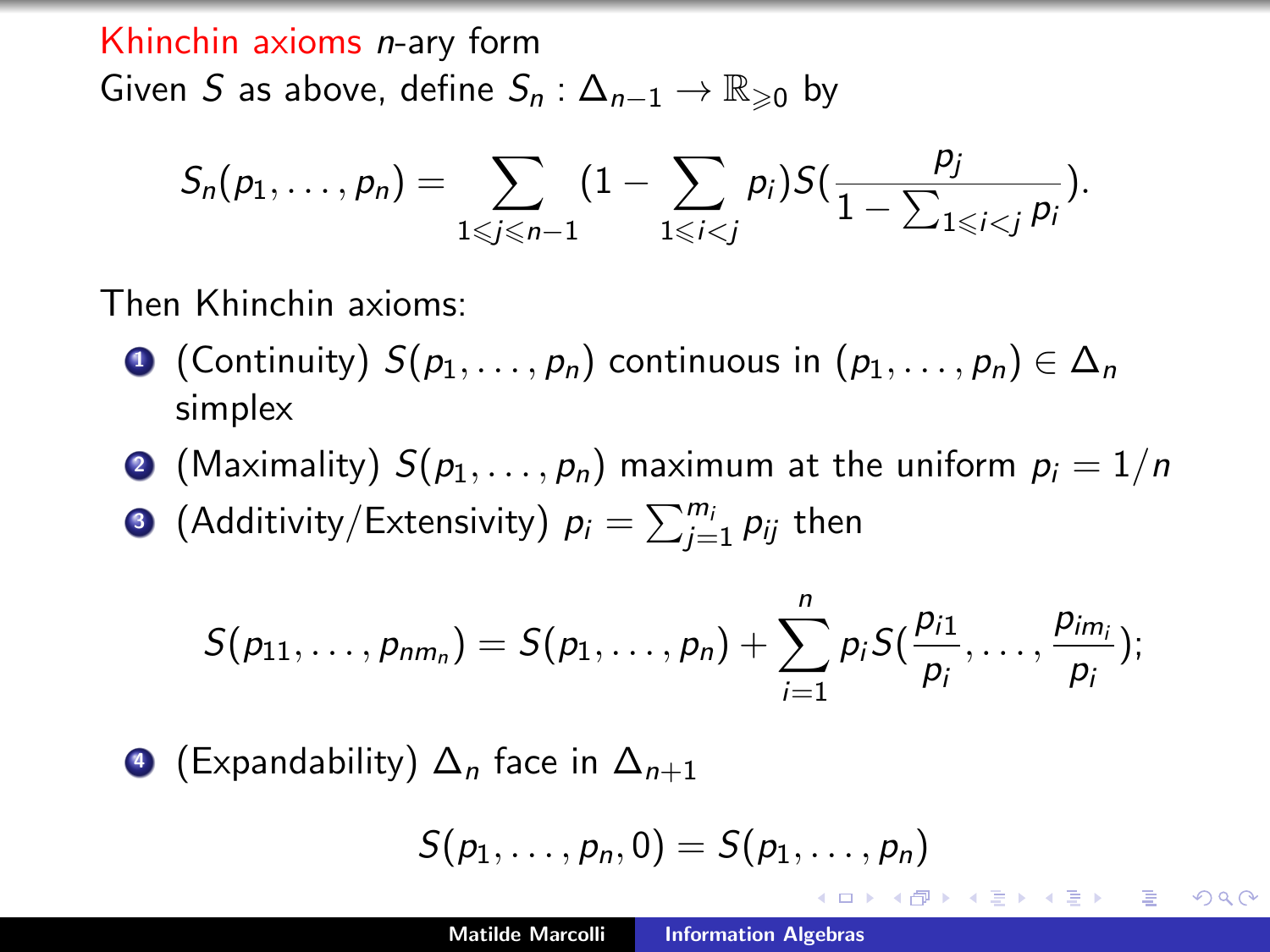## Khinchin axioms *n*-ary form

Given $S$ as above, define $S_n : \Delta_{n-1} \to \mathbb{R}_{\geqslant 0}$ by

$$S_n(p_1, \ldots, p_n) = \sum_{1 \leqslant j \leqslant n-1} (1 - \sum_{1 \leqslant i < j} p_i) S(\frac{p_j}{1 - \sum_{1 \leqslant i < j} p_i}).$$

Then Khinchin axioms:

1. (Continuity) $S(p_1, \ldots, p_n)$ continuous in $(p_1, \ldots, p_n) \in \Delta_n$ simplex
2. (Maximality) $S(p_1, \ldots, p_n)$ maximum at the uniform $p_i = 1/n$
3. (Additivity/Extensivity) $p_i = \sum_{j=1}^{m_i} p_{ij}$ then

$$S(p_{11}, \ldots, p_{nm_n}) = S(p_1, \ldots, p_n) + \sum_{i=1}^{n} p_i S(\frac{p_{i1}}{p_i}, \ldots, \frac{p_{im_i}}{p_i});$$

4. (Expandability) $\Delta_n$ face in $\Delta_{n+1}$

$$S(p_1, \ldots, p_n, 0) = S(p_1, \ldots, p_n)$$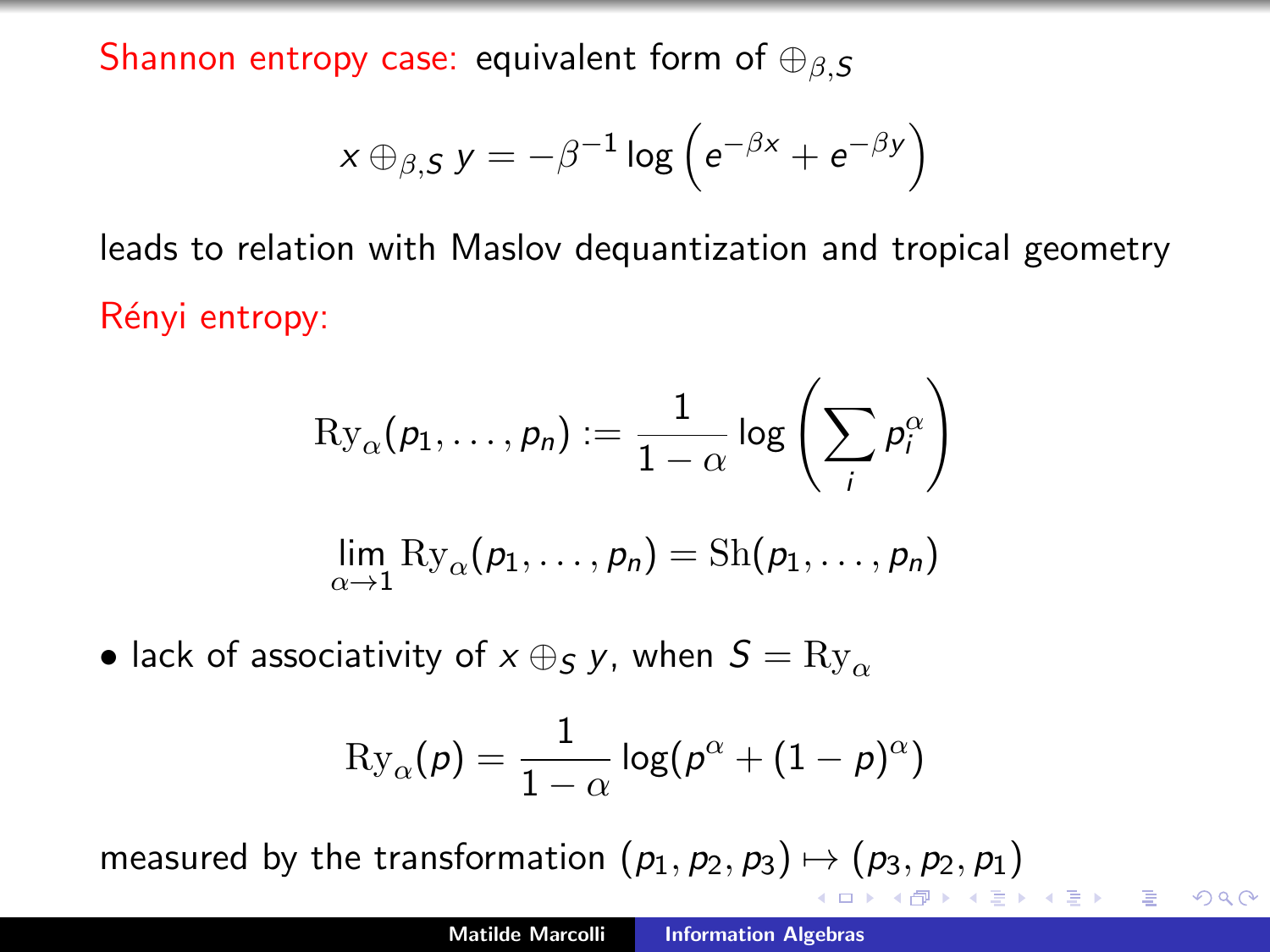Shannon entropy case: equivalent form of $\oplus_{\beta,S}$

$$x \oplus_{\beta,S} y = -\beta^{-1} \log \left( e^{-\beta x} + e^{-\beta y} \right)$$

leads to relation with Maslov dequantization and tropical geometry

Rényi entropy:

$$\mathrm{Ry}_\alpha(p_1, \ldots, p_n) := \frac{1}{1-\alpha} \log \left( \sum_i p_i^\alpha \right)$$

$$\lim_{\alpha \to 1} \mathrm{Ry}_\alpha(p_1, \ldots, p_n) = \mathrm{Sh}(p_1, \ldots, p_n)$$

- lack of associativity of $x \oplus_S y$, when $S = \mathrm{Ry}_\alpha$

$$\mathrm{Ry}_\alpha(p) = \frac{1}{1-\alpha} \log(p^\alpha + (1-p)^\alpha)$$

measured by the transformation $(p_1, p_2, p_3) \mapsto (p_3, p_2, p_1)$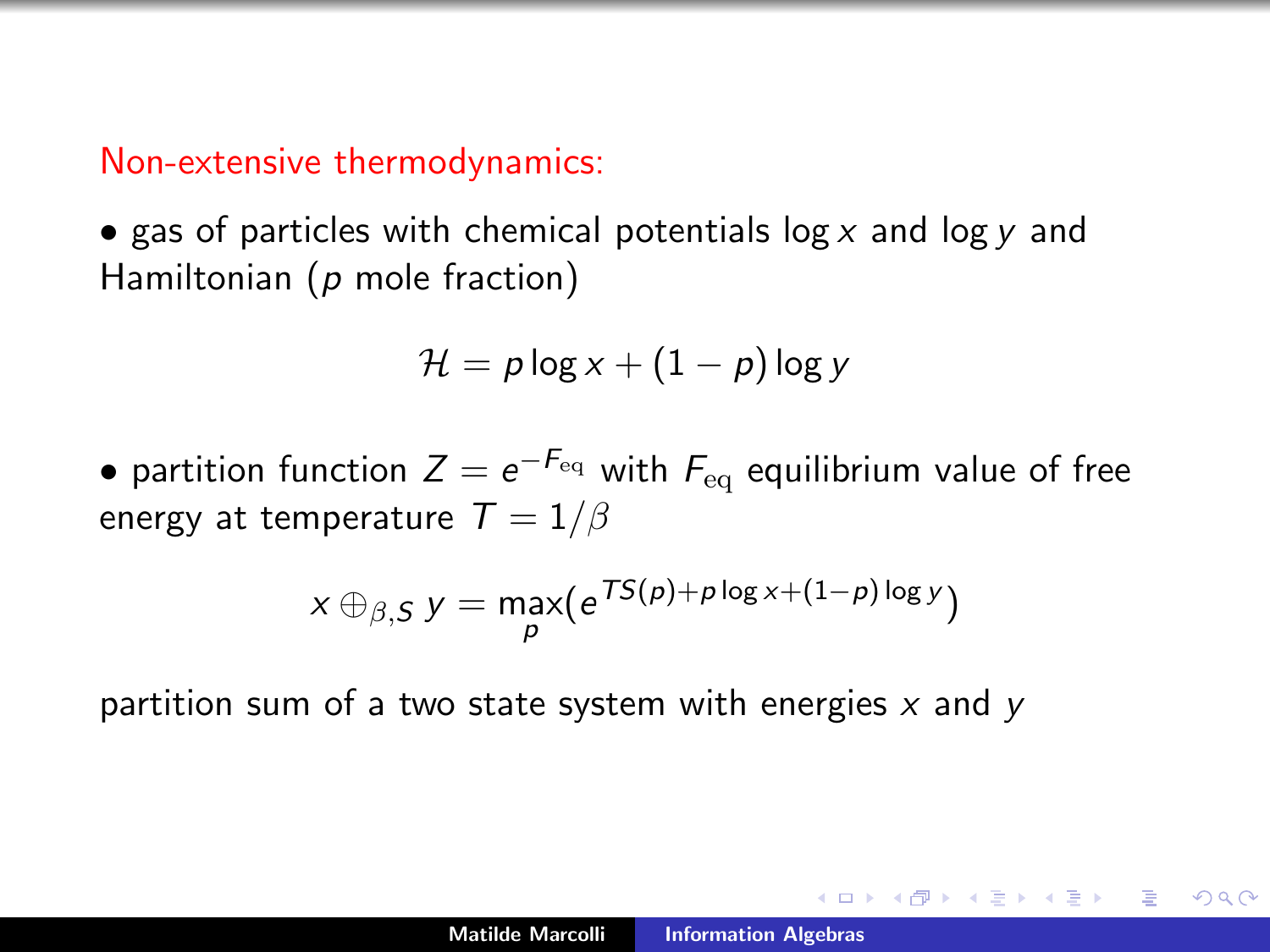Non-extensive thermodynamics:

• gas of particles with chemical potentials $\log x$ and $\log y$ and Hamiltonian ($p$ mole fraction)

$$\mathcal{H} = p \log x + (1-p) \log y$$

• partition function $Z = e^{-F_{\rm eq}}$ with $F_{\rm eq}$ equilibrium value of free energy at temperature $T = 1/\beta$

$$x \oplus_{\beta,S} y = \max_p (e^{TS(p) + p \log x + (1-p) \log y})$$

partition sum of a two state system with energies $x$ and $y$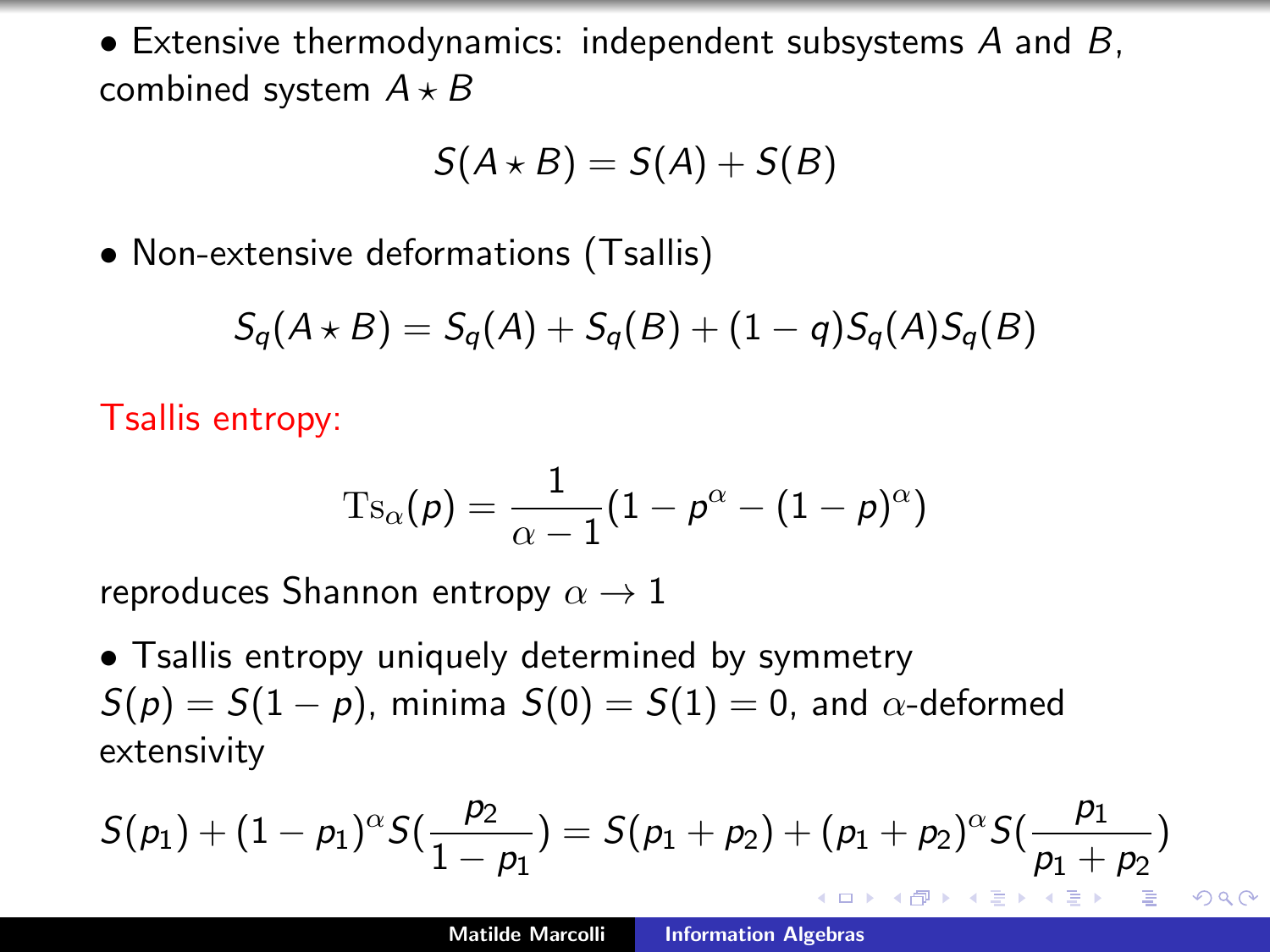- Extensive thermodynamics: independent subsystems $A$ and $B$, combined system $A \star B$

$$S(A \star B) = S(A) + S(B)$$

- Non-extensive deformations (Tsallis)

$$S_q(A \star B) = S_q(A) + S_q(B) + (1-q) S_q(A) S_q(B)$$

Tsallis entropy:

$$\mathrm{Ts}_\alpha(p) = \frac{1}{\alpha - 1}(1 - p^\alpha - (1-p)^\alpha)$$

reproduces Shannon entropy $\alpha \to 1$

- Tsallis entropy uniquely determined by symmetry $S(p) = S(1-p)$, minima $S(0) = S(1) = 0$, and $\alpha$-deformed extensivity

$$S(p_1) + (1-p_1)^\alpha S(\frac{p_2}{1-p_1}) = S(p_1+p_2) + (p_1+p_2)^\alpha S(\frac{p_1}{p_1+p_2})$$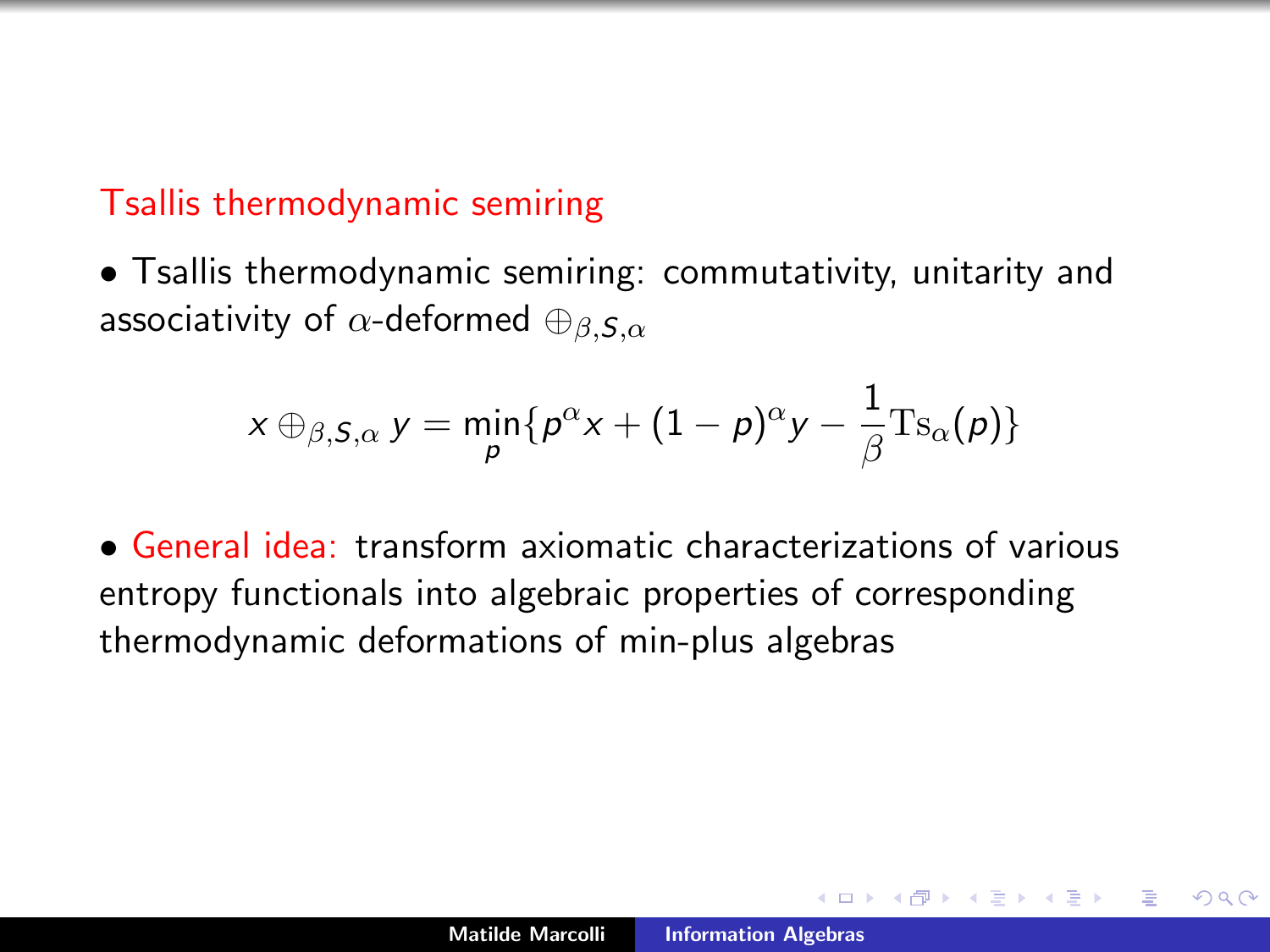## Tsallis thermodynamic semiring

- Tsallis thermodynamic semiring: commutativity, unitarity and associativity of $\alpha$-deformed $\oplus_{\beta,S,\alpha}$

$$x \oplus_{\beta,S,\alpha} y = \min_p \{ p^\alpha x + (1-p)^\alpha y - \frac{1}{\beta} \mathrm{Ts}_\alpha(p) \}$$

- General idea: transform axiomatic characterizations of various entropy functionals into algebraic properties of corresponding thermodynamic deformations of min-plus algebras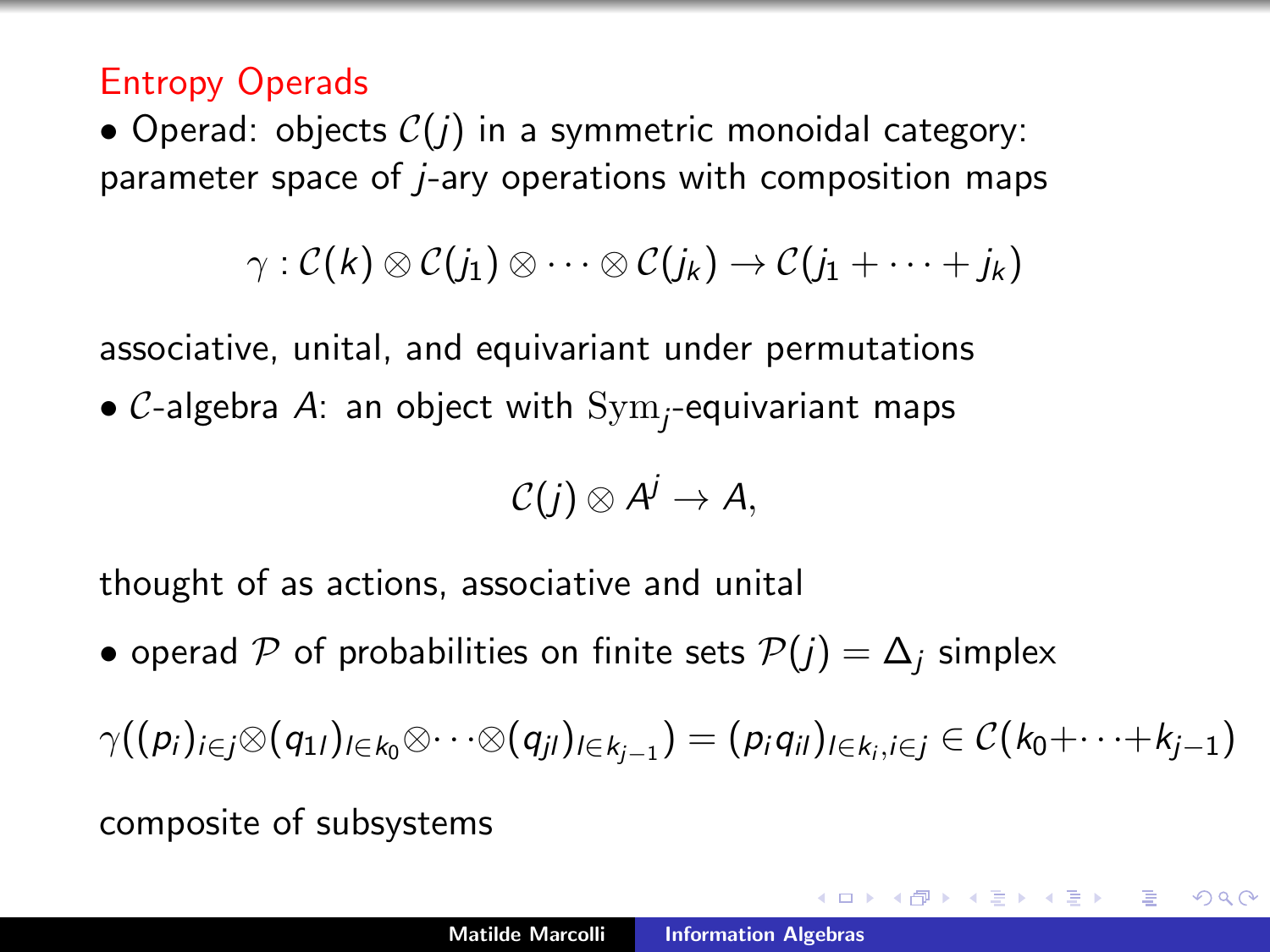## Entropy Operads

- Operad: objects $\mathcal{C}(j)$ in a symmetric monoidal category: parameter space of $j$-ary operations with composition maps

$$\gamma : \mathcal{C}(k) \otimes \mathcal{C}(j_1) \otimes \cdots \otimes \mathcal{C}(j_k) \to \mathcal{C}(j_1 + \cdots + j_k)$$

associative, unital, and equivariant under permutations

- $\mathcal{C}$-algebra $A$: an object with $\mathrm{Sym}_j$-equivariant maps

$$\mathcal{C}(j) \otimes A^j \to A,$$

thought of as actions, associative and unital

- operad $\mathcal{P}$ of probabilities on finite sets $\mathcal{P}(j) = \Delta_j$ simplex

$$\gamma((p_i)_{i \in j} \otimes (q_{1l})_{l \in k_0} \otimes \cdots \otimes (q_{jl})_{l \in k_{j-1}}) = (p_i q_{il})_{l \in k_i, i \in j} \in \mathcal{C}(k_0 + \cdots + k_{j-1})$$

composite of subsystems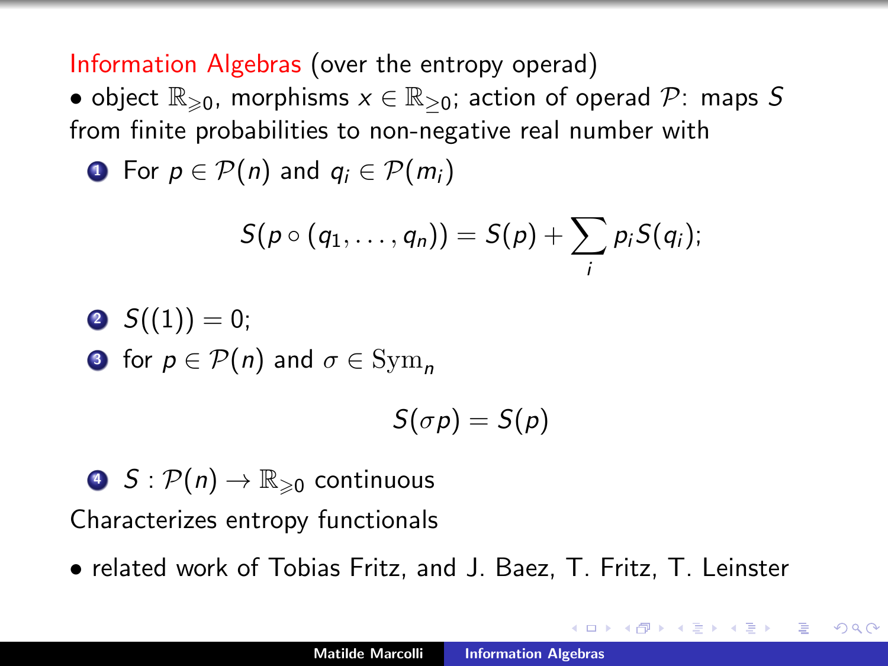Information Algebras (over the entropy operad)

- object $\mathbb{R}_{\geqslant 0}$, morphisms $x \in \mathbb{R}_{\geq 0}$; action of operad $\mathcal{P}$: maps $S$ from finite probabilities to non-negative real number with

1. For $p \in \mathcal{P}(n)$ and $q_i \in \mathcal{P}(m_i)$

$$S(p \circ (q_1, \ldots, q_n)) = S(p) + \sum_i p_i S(q_i);$$

2. $S((1)) = 0$;
3. for $p \in \mathcal{P}(n)$ and $\sigma \in \mathrm{Sym}_n$

$$S(\sigma p) = S(p)$$

4. $S : \mathcal{P}(n) \to \mathbb{R}_{\geqslant 0}$ continuous

Characterizes entropy functionals

- related work of Tobias Fritz, and J. Baez, T. Fritz, T. Leinster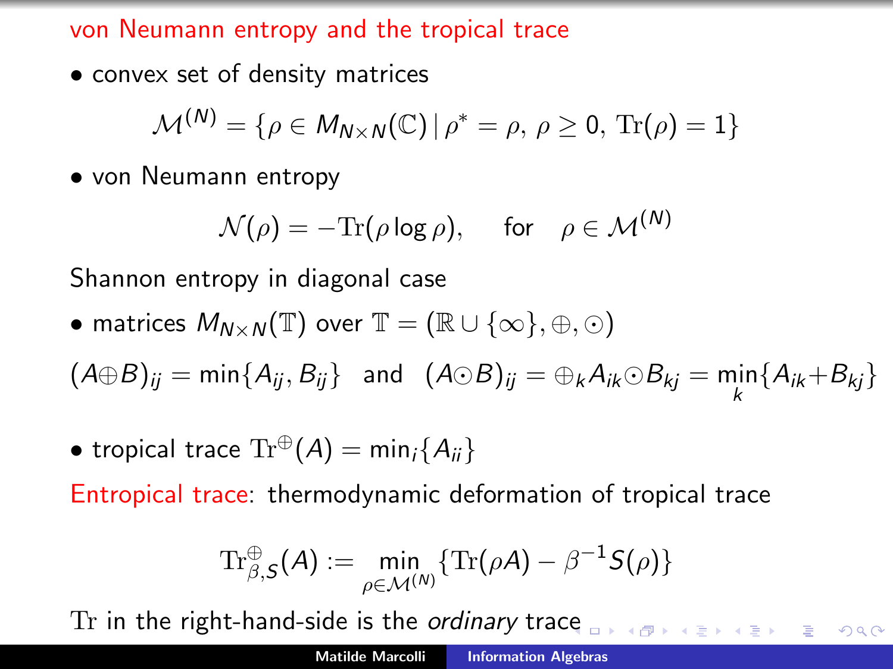## von Neumann entropy and the tropical trace

- convex set of density matrices

$$\mathcal{M}^{(N)} = \{\rho \in M_{N\times N}(\mathbb{C}) \,|\, \rho^* = \rho,\, \rho \geq 0,\, \mathrm{Tr}(\rho) = 1\}$$

- von Neumann entropy

$$\mathcal{N}(\rho) = -\mathrm{Tr}(\rho \log \rho), \quad \text{for} \quad \rho \in \mathcal{M}^{(N)}$$

Shannon entropy in diagonal case

- matrices $M_{N\times N}(\mathbb{T})$ over $\mathbb{T} = (\mathbb{R} \cup \{\infty\}, \oplus, \odot)$

$(A \oplus B)_{ij} = \min\{A_{ij}, B_{ij}\}$ and $(A \odot B)_{ij} = \oplus_k A_{ik} \odot B_{kj} = \min_k \{A_{ik} + B_{kj}\}$

- tropical trace $\mathrm{Tr}^{\oplus}(A) = \min_i \{A_{ii}\}$

Entropical trace: thermodynamic deformation of tropical trace

$$\mathrm{Tr}^{\oplus}_{\beta,S}(A) := \min_{\rho \in \mathcal{M}^{(N)}} \{\mathrm{Tr}(\rho A) - \beta^{-1} S(\rho)\}$$

Tr in the right-hand-side is the *ordinary* trace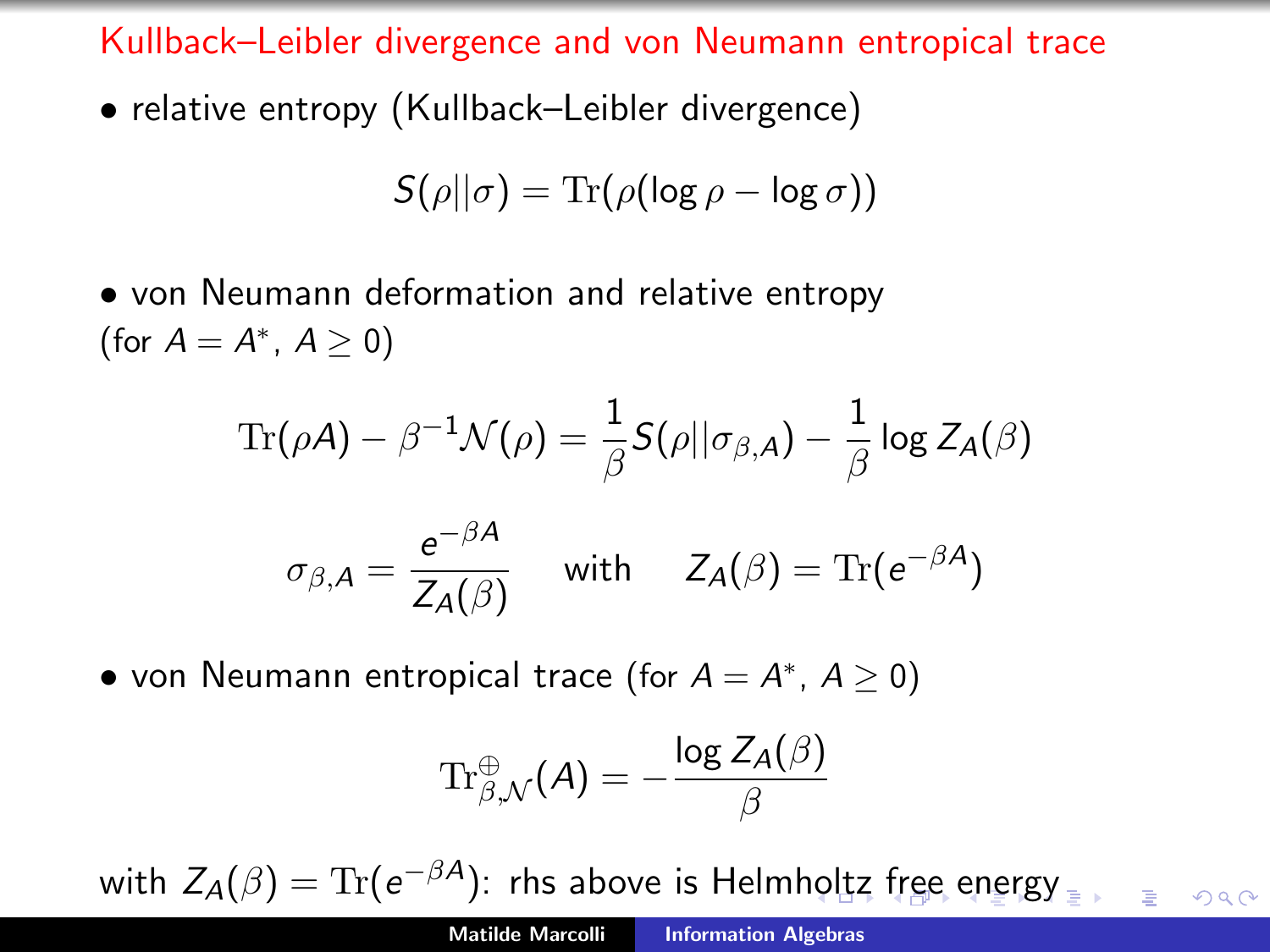## Kullback–Leibler divergence and von Neumann entropical trace

- relative entropy (Kullback–Leibler divergence)

$$S(\rho||\sigma) = \mathrm{Tr}(\rho(\log \rho - \log \sigma))$$

- von Neumann deformation and relative entropy (for $A = A^*$, $A \geq 0$)

$$\mathrm{Tr}(\rho A) - \beta^{-1}\mathcal{N}(\rho) = \frac{1}{\beta} S(\rho||\sigma_{\beta,A}) - \frac{1}{\beta}\log Z_A(\beta)$$

$$\sigma_{\beta,A} = \frac{e^{-\beta A}}{Z_A(\beta)} \quad \text{with} \quad Z_A(\beta) = \mathrm{Tr}(e^{-\beta A})$$

- von Neumann entropical trace (for $A = A^*$, $A \geq 0$)

$$\mathrm{Tr}^{\oplus}_{\beta,\mathcal{N}}(A) = -\frac{\log Z_A(\beta)}{\beta}$$

with $Z_A(\beta) = \mathrm{Tr}(e^{-\beta A})$: rhs above is Helmholtz free energy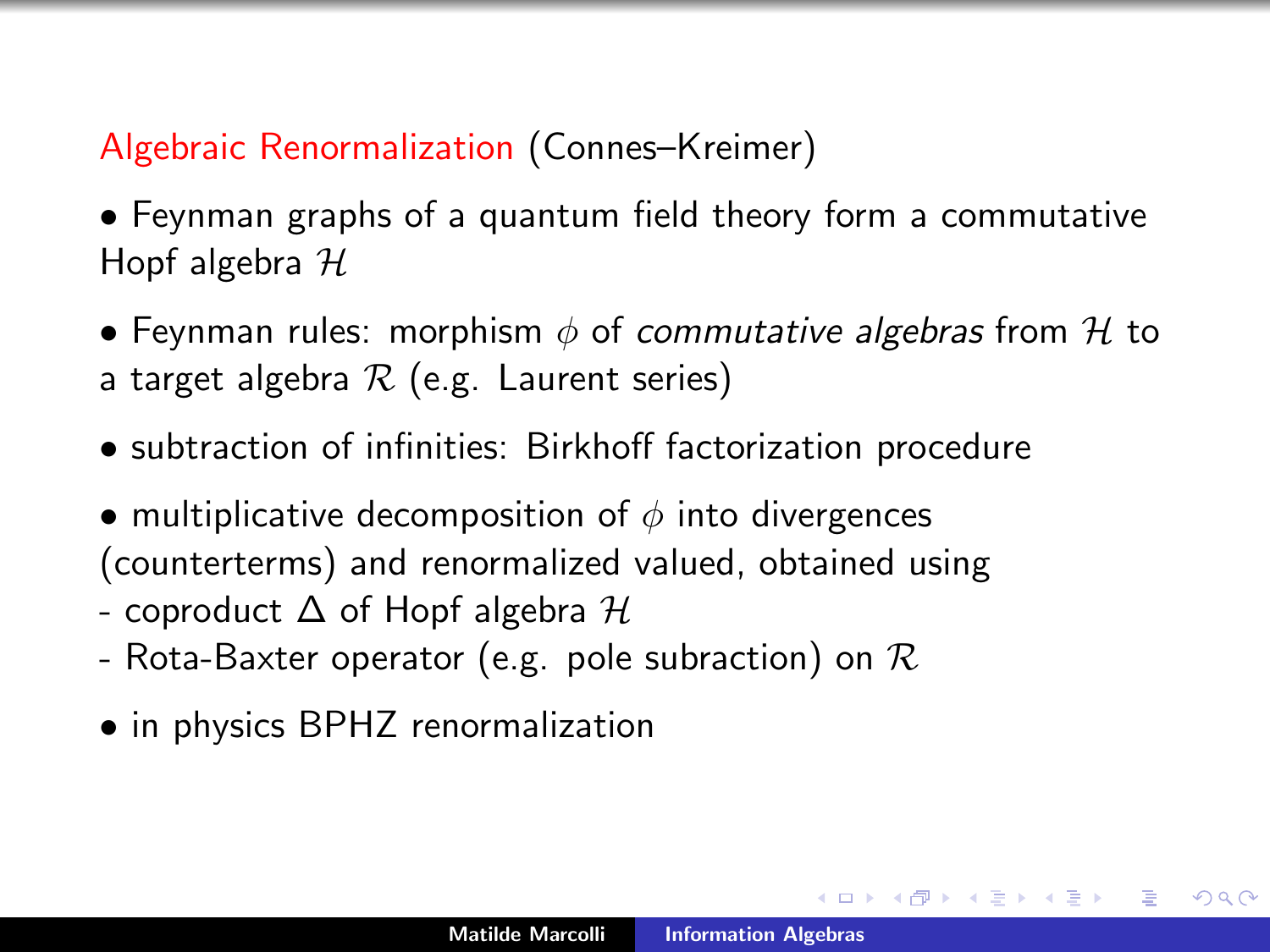## Algebraic Renormalization (Connes–Kreimer)

- Feynman graphs of a quantum field theory form a commutative Hopf algebra $\mathcal{H}$
- Feynman rules: morphism $\phi$ of *commutative algebras* from $\mathcal{H}$ to a target algebra $\mathcal{R}$ (e.g. Laurent series)
- subtraction of infinities: Birkhoff factorization procedure
- multiplicative decomposition of $\phi$ into divergences (counterterms) and renormalized valued, obtained using
  - coproduct $\Delta$ of Hopf algebra $\mathcal{H}$
  - Rota-Baxter operator (e.g. pole subraction) on $\mathcal{R}$
- in physics BPHZ renormalization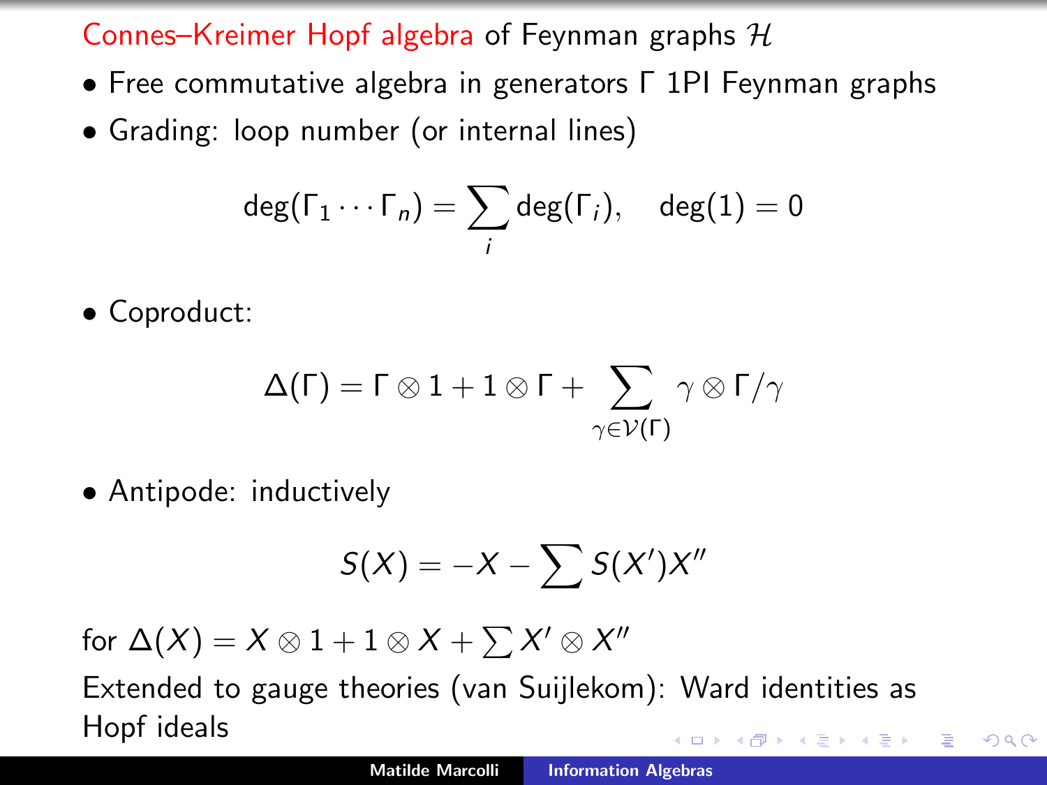## Connes–Kreimer Hopf algebra of Feynman graphs $\mathcal{H}$

- Free commutative algebra in generators $\Gamma$ 1PI Feynman graphs
- Grading: loop number (or internal lines)

$$\deg(\Gamma_1 \cdots \Gamma_n) = \sum_i \deg(\Gamma_i), \quad \deg(1) = 0$$

- Coproduct:

$$\Delta(\Gamma) = \Gamma \otimes 1 + 1 \otimes \Gamma + \sum_{\gamma \in \mathcal{V}(\Gamma)} \gamma \otimes \Gamma/\gamma$$

- Antipode: inductively

$$S(X) = -X - \sum S(X')X''$$

for $\Delta(X) = X \otimes 1 + 1 \otimes X + \sum X' \otimes X''$

Extended to gauge theories (van Suijlekom): Ward identities as Hopf ideals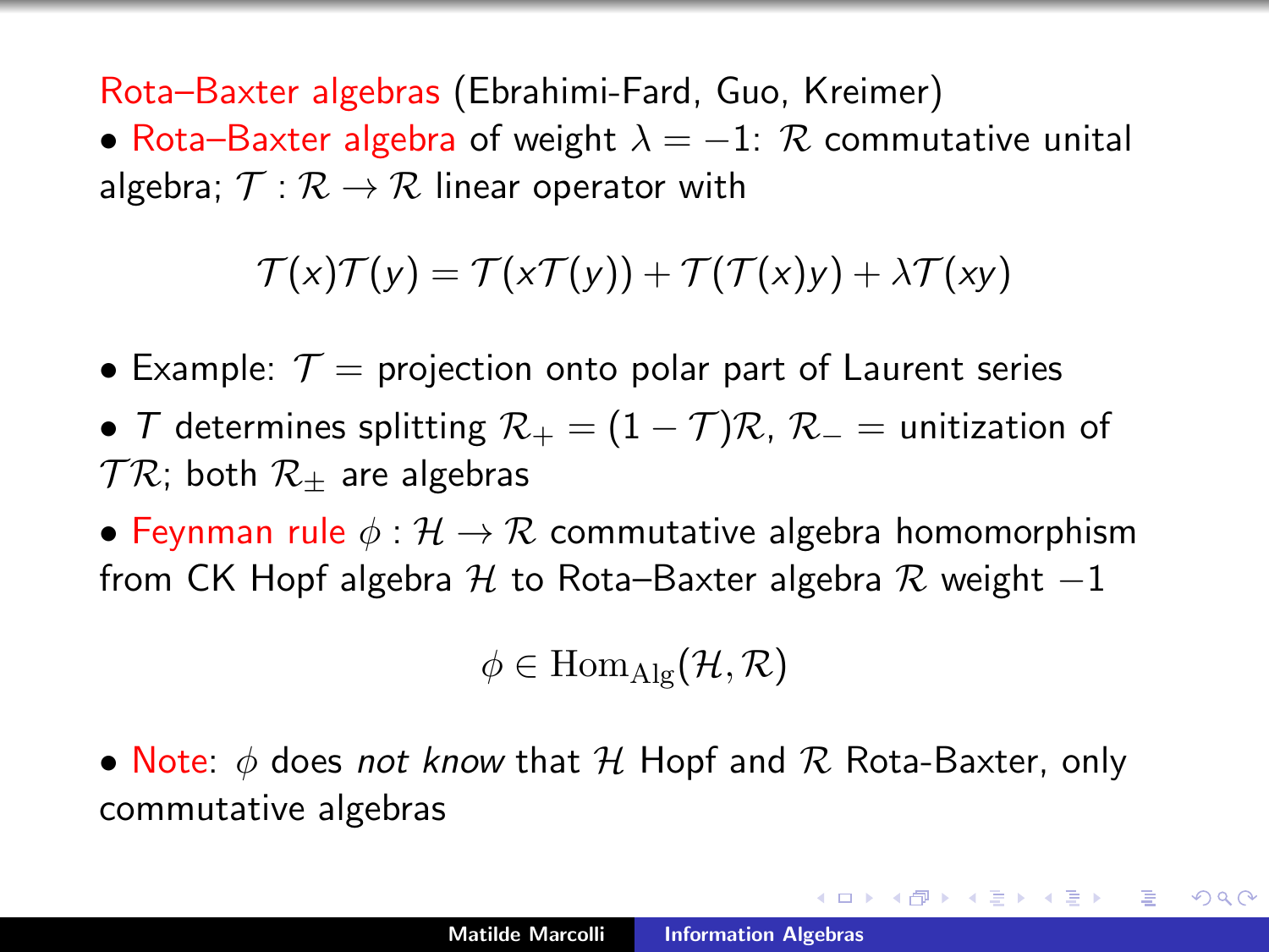Rota–Baxter algebras (Ebrahimi-Fard, Guo, Kreimer)

- Rota–Baxter algebra of weight $\lambda = -1$: $\mathcal{R}$ commutative unital algebra; $\mathcal{T} : \mathcal{R} \to \mathcal{R}$ linear operator with

$$\mathcal{T}(x)\mathcal{T}(y) = \mathcal{T}(x\mathcal{T}(y)) + \mathcal{T}(\mathcal{T}(x)y) + \lambda\mathcal{T}(xy)$$

- Example: $\mathcal{T} =$ projection onto polar part of Laurent series
- $T$ determines splitting $\mathcal{R}_+ = (1 - \mathcal{T})\mathcal{R}$, $\mathcal{R}_- =$ unitization of $\mathcal{T}\mathcal{R}$; both $\mathcal{R}_\pm$ are algebras
- Feynman rule $\phi : \mathcal{H} \to \mathcal{R}$ commutative algebra homomorphism from CK Hopf algebra $\mathcal{H}$ to Rota–Baxter algebra $\mathcal{R}$ weight $-1$

$$\phi \in \mathrm{Hom}_{\mathrm{Alg}}(\mathcal{H}, \mathcal{R})$$

- Note: $\phi$ does *not know* that $\mathcal{H}$ Hopf and $\mathcal{R}$ Rota-Baxter, only commutative algebras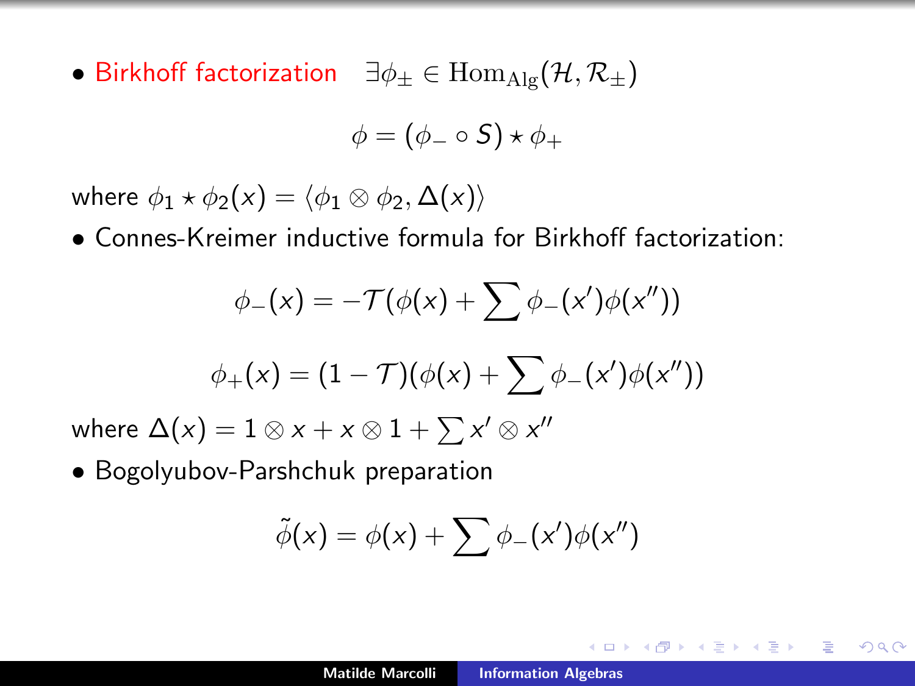- Birkhoff factorization $\exists \phi_\pm \in \mathrm{Hom}_{\mathrm{Alg}}(\mathcal{H}, \mathcal{R}_\pm)$

$$\phi = (\phi_- \circ S) \star \phi_+$$

where $\phi_1 \star \phi_2(x) = \langle \phi_1 \otimes \phi_2, \Delta(x) \rangle$

- Connes-Kreimer inductive formula for Birkhoff factorization:

$$\phi_-(x) = -\mathcal{T}(\phi(x) + \sum \phi_-(x')\phi(x''))$$

$$\phi_+(x) = (1 - \mathcal{T})(\phi(x) + \sum \phi_-(x')\phi(x''))$$

where $\Delta(x) = 1 \otimes x + x \otimes 1 + \sum x' \otimes x''$

- Bogolyubov-Parshchuk preparation

$$\tilde{\phi}(x) = \phi(x) + \sum \phi_-(x')\phi(x'')$$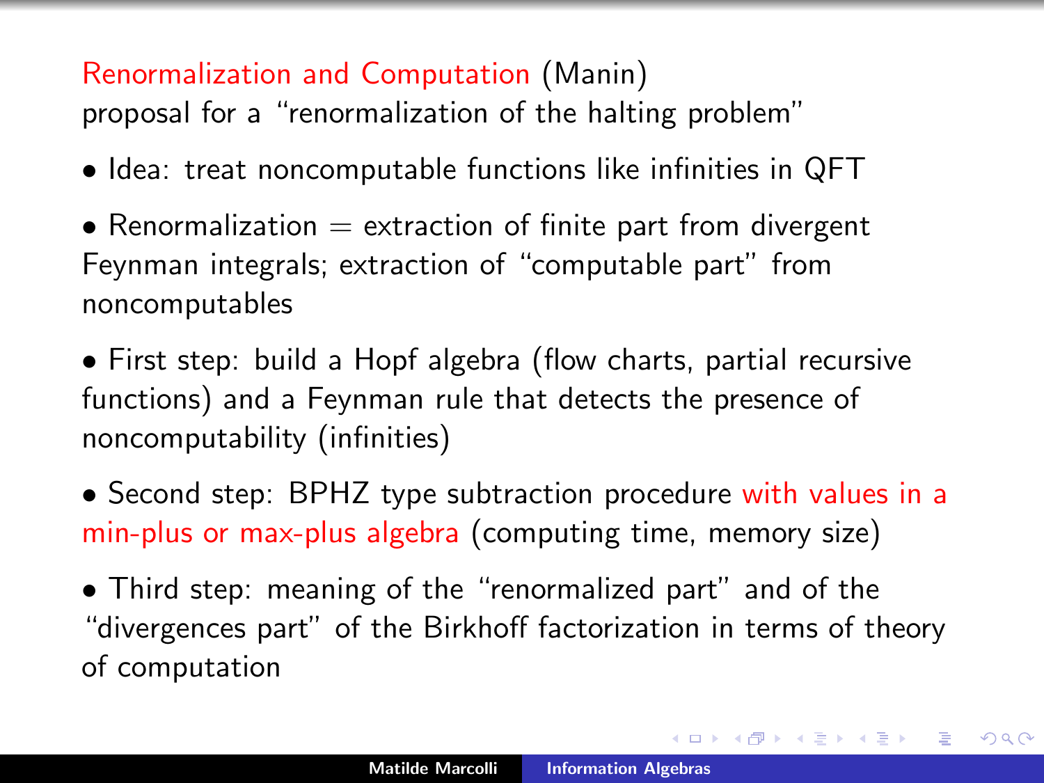## Renormalization and Computation (Manin)

proposal for a "renormalization of the halting problem"

- Idea: treat noncomputable functions like infinities in QFT
- Renormalization = extraction of finite part from divergent Feynman integrals; extraction of "computable part" from noncomputables
- First step: build a Hopf algebra (flow charts, partial recursive functions) and a Feynman rule that detects the presence of noncomputability (infinities)
- Second step: BPHZ type subtraction procedure with values in a min-plus or max-plus algebra (computing time, memory size)
- Third step: meaning of the "renormalized part" and of the "divergences part" of the Birkhoff factorization in terms of theory of computation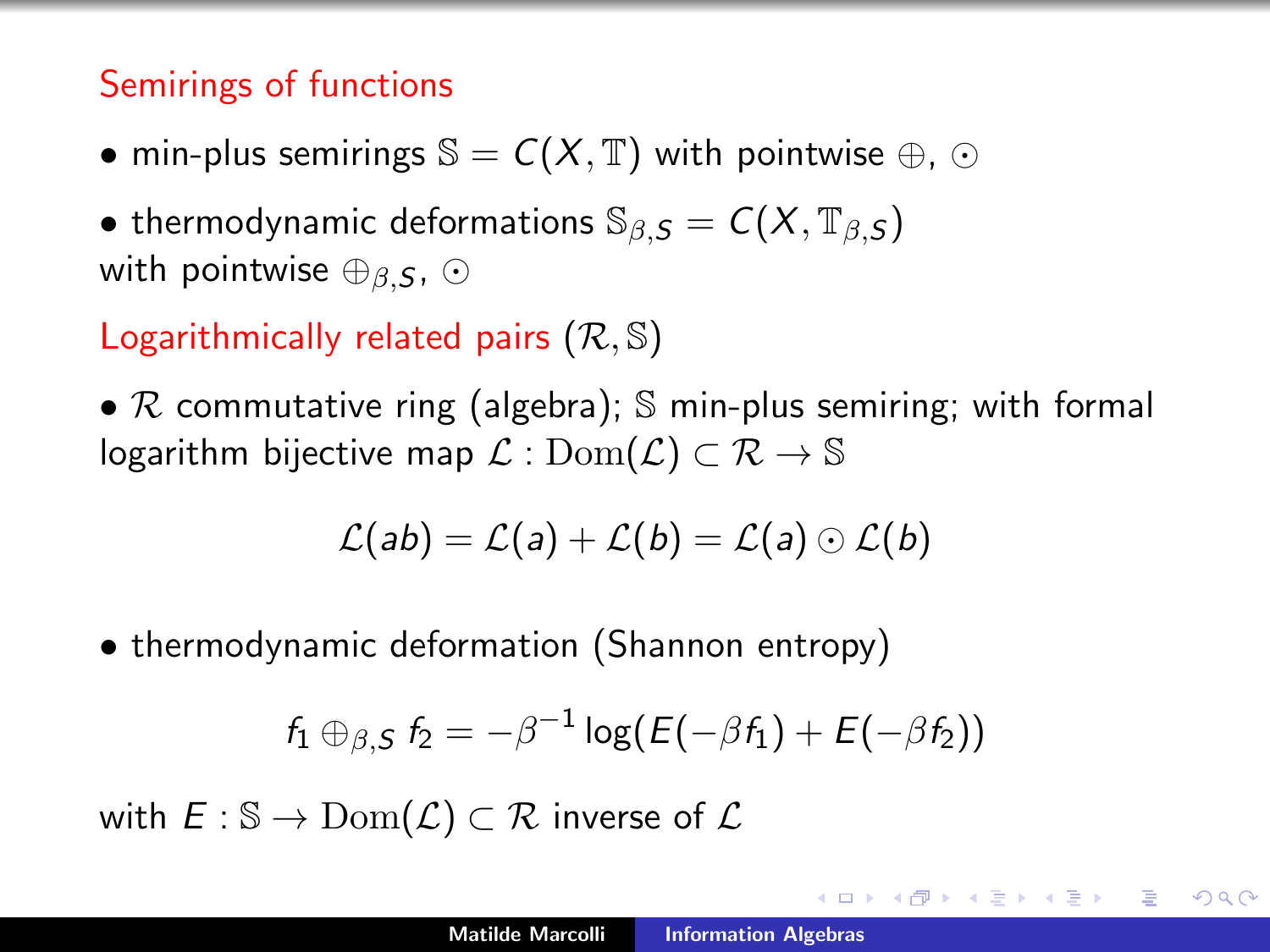## Semirings of functions

- min-plus semirings $\mathbb{S} = C(X, \mathbb{T})$ with pointwise $\oplus$, $\odot$
- thermodynamic deformations $\mathbb{S}_{\beta,S} = C(X, \mathbb{T}_{\beta,S})$ with pointwise $\oplus_{\beta,S}$, $\odot$

## Logarithmically related pairs $(\mathcal{R}, \mathbb{S})$

- $\mathcal{R}$ commutative ring (algebra); $\mathbb{S}$ min-plus semiring; with formal logarithm bijective map $\mathcal{L} : \mathrm{Dom}(\mathcal{L}) \subset \mathcal{R} \to \mathbb{S}$

$$\mathcal{L}(ab) = \mathcal{L}(a) + \mathcal{L}(b) = \mathcal{L}(a) \odot \mathcal{L}(b)$$

- thermodynamic deformation (Shannon entropy)

$$f_1 \oplus_{\beta,S} f_2 = -\beta^{-1} \log(E(-\beta f_1) + E(-\beta f_2))$$

with $E : \mathbb{S} \to \mathrm{Dom}(\mathcal{L}) \subset \mathcal{R}$ inverse of $\mathcal{L}$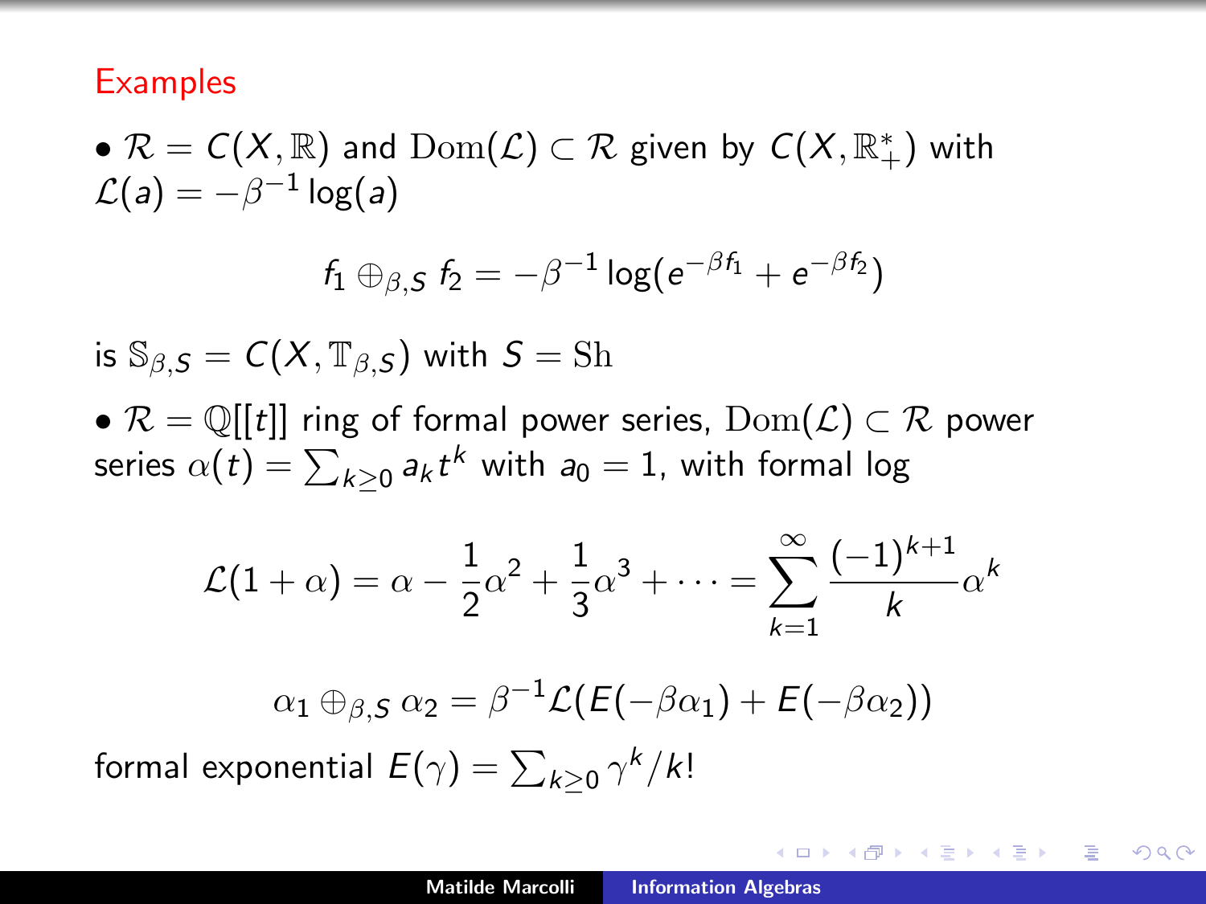## Examples

• $\mathcal{R} = C(X, \mathbb{R})$ and $\mathrm{Dom}(\mathcal{L}) \subset \mathcal{R}$ given by $C(X, \mathbb{R}_+^*)$ with $\mathcal{L}(a) = -\beta^{-1} \log(a)$

$$f_1 \oplus_{\beta,S} f_2 = -\beta^{-1} \log(e^{-\beta f_1} + e^{-\beta f_2})$$

is $\mathbb{S}_{\beta,S} = C(X, \mathbb{T}_{\beta,S})$ with $S = \mathrm{Sh}$

• $\mathcal{R} = \mathbb{Q}[[t]]$ ring of formal power series, $\mathrm{Dom}(\mathcal{L}) \subset \mathcal{R}$ power series $\alpha(t) = \sum_{k \geq 0} a_k t^k$ with $a_0 = 1$, with formal log

$$\mathcal{L}(1 + \alpha) = \alpha - \frac{1}{2}\alpha^2 + \frac{1}{3}\alpha^3 + \cdots = \sum_{k=1}^{\infty} \frac{(-1)^{k+1}}{k} \alpha^k$$

$$\alpha_1 \oplus_{\beta,S} \alpha_2 = \beta^{-1} \mathcal{L}(E(-\beta\alpha_1) + E(-\beta\alpha_2))$$

formal exponential $E(\gamma) = \sum_{k \geq 0} \gamma^k / k!$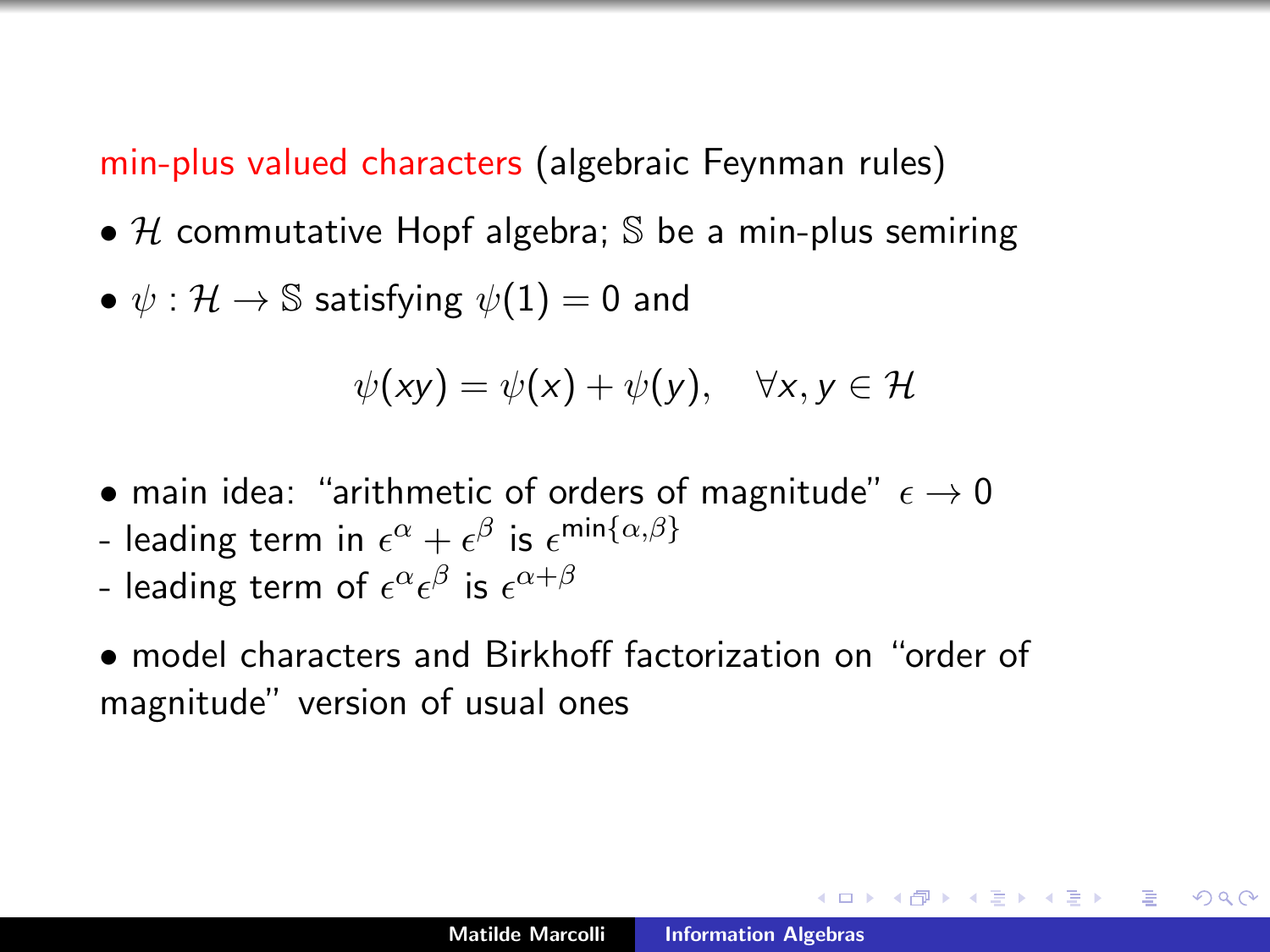min-plus valued characters (algebraic Feynman rules)

- $\mathcal{H}$ commutative Hopf algebra; $\mathbb{S}$ be a min-plus semiring
- $\psi : \mathcal{H} \to \mathbb{S}$ satisfying $\psi(1) = 0$ and

$$\psi(xy) = \psi(x) + \psi(y), \quad \forall x, y \in \mathcal{H}$$

- main idea: "arithmetic of orders of magnitude" $\epsilon \to 0$
- leading term in $\epsilon^\alpha + \epsilon^\beta$ is $\epsilon^{\min\{\alpha,\beta\}}$
- leading term of $\epsilon^\alpha \epsilon^\beta$ is $\epsilon^{\alpha+\beta}$

- model characters and Birkhoff factorization on "order of magnitude" version of usual ones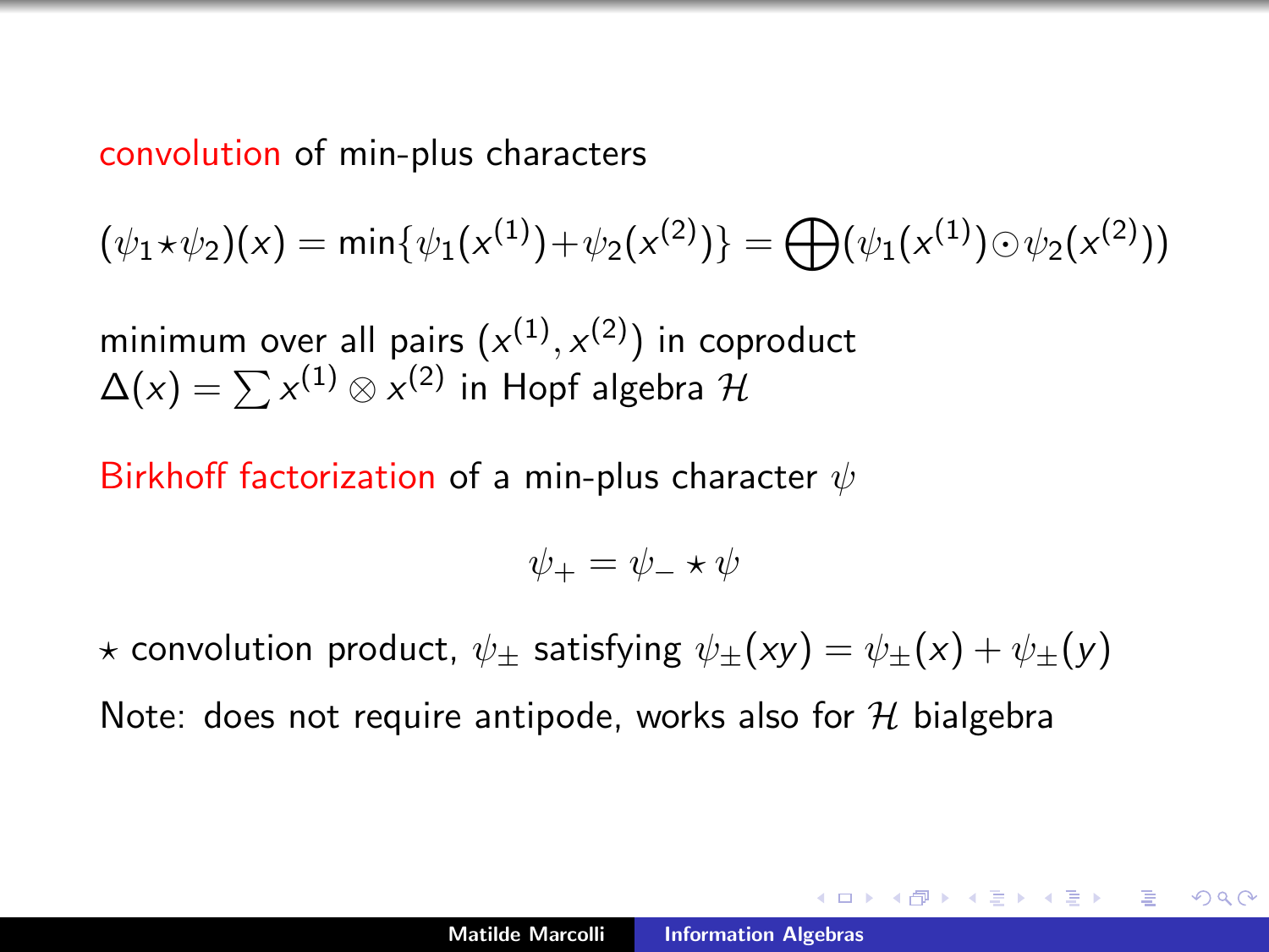**convolution** of min-plus characters

$$(\psi_1 \star \psi_2)(x) = \min\{\psi_1(x^{(1)}) + \psi_2(x^{(2)})\} = \bigoplus (\psi_1(x^{(1)}) \odot \psi_2(x^{(2)}))$$

minimum over all pairs $(x^{(1)}, x^{(2)})$ in coproduct $\Delta(x) = \sum x^{(1)} \otimes x^{(2)}$ in Hopf algebra $\mathcal{H}$

**Birkhoff factorization** of a min-plus character $\psi$

$$\psi_+ = \psi_- \star \psi$$

$\star$ convolution product, $\psi_\pm$ satisfying $\psi_\pm(xy) = \psi_\pm(x) + \psi_\pm(y)$

Note: does not require antipode, works also for $\mathcal{H}$ bialgebra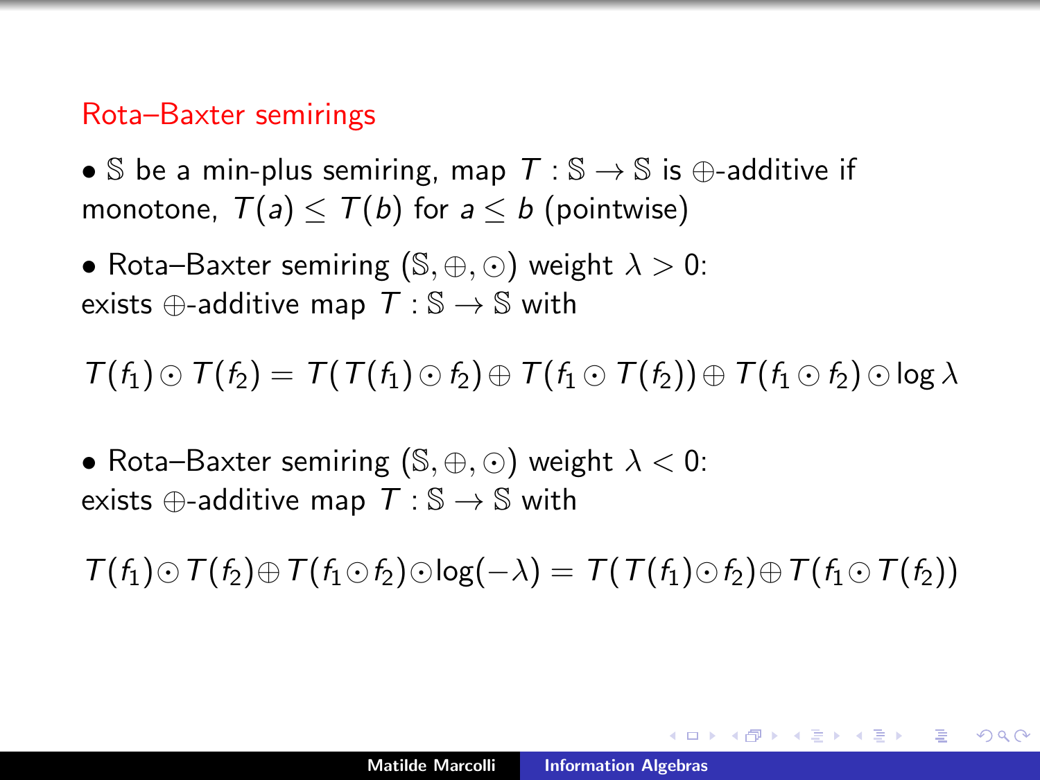## Rota–Baxter semirings

- $\mathbb{S}$ be a min-plus semiring, map $T : \mathbb{S} \to \mathbb{S}$ is $\oplus$-additive if monotone, $T(a) \leq T(b)$ for $a \leq b$ (pointwise)

- Rota–Baxter semiring $(\mathbb{S}, \oplus, \odot)$ weight $\lambda > 0$: exists $\oplus$-additive map $T : \mathbb{S} \to \mathbb{S}$ with

$$T(f_1) \odot T(f_2) = T(T(f_1) \odot f_2) \oplus T(f_1 \odot T(f_2)) \oplus T(f_1 \odot f_2) \odot \log \lambda$$

- Rota–Baxter semiring $(\mathbb{S}, \oplus, \odot)$ weight $\lambda < 0$: exists $\oplus$-additive map $T : \mathbb{S} \to \mathbb{S}$ with

$$T(f_1) \odot T(f_2) \oplus T(f_1 \odot f_2) \odot \log(-\lambda) = T(T(f_1) \odot f_2) \oplus T(f_1 \odot T(f_2))$$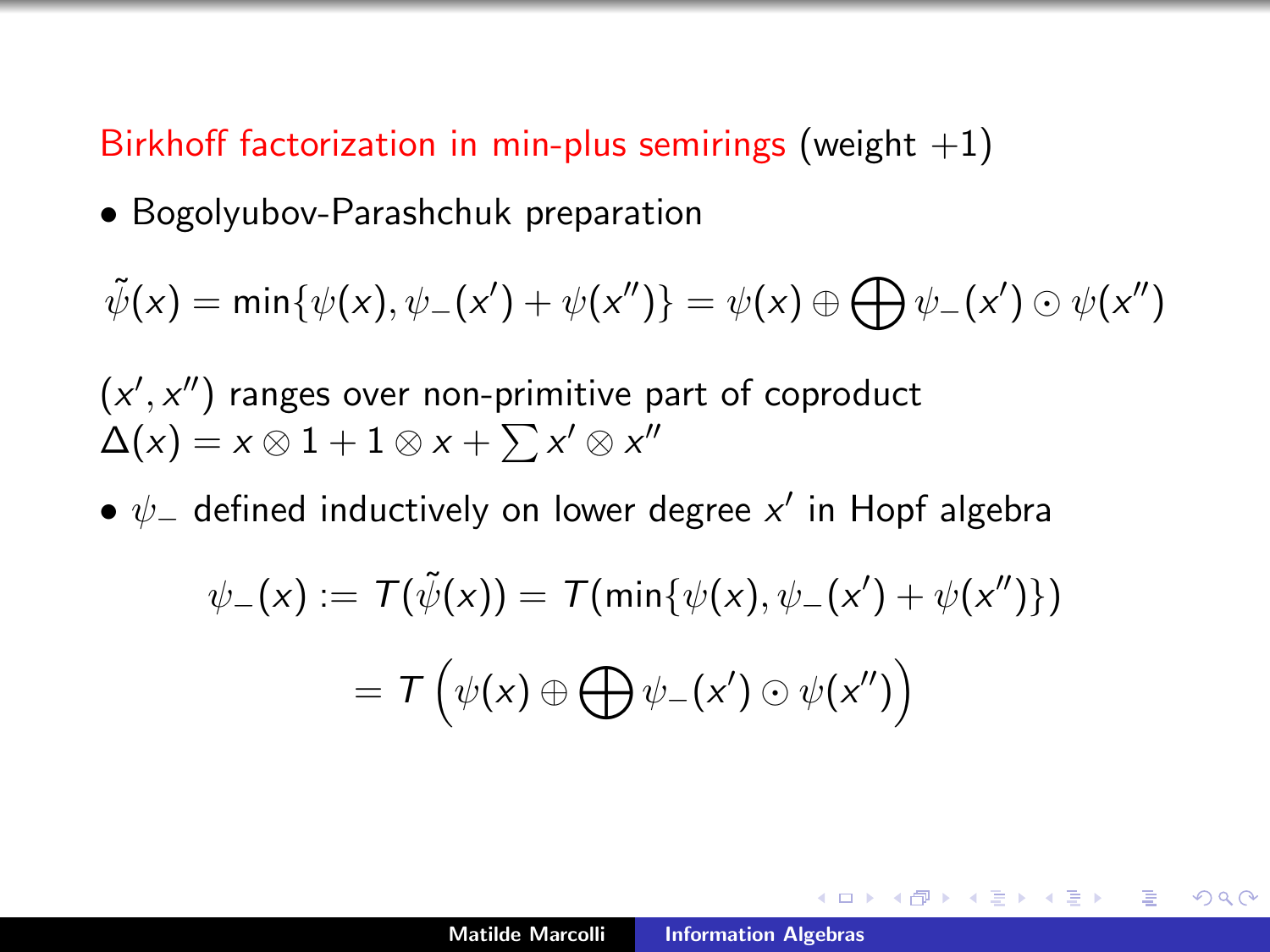## Birkhoff factorization in min-plus semirings (weight $+1$)

- Bogolyubov-Parashchuk preparation

$$\tilde{\psi}(x) = \min\{\psi(x), \psi_-(x') + \psi(x'')\} = \psi(x) \oplus \bigoplus \psi_-(x') \odot \psi(x'')$$

$(x', x'')$ ranges over non-primitive part of coproduct $\Delta(x) = x \otimes 1 + 1 \otimes x + \sum x' \otimes x''$

- $\psi_-$ defined inductively on lower degree $x'$ in Hopf algebra

$$\psi_-(x) := T(\tilde{\psi}(x)) = T(\min\{\psi(x), \psi_-(x') + \psi(x'')\})$$

$$= T\left(\psi(x) \oplus \bigoplus \psi_-(x') \odot \psi(x'')\right)$$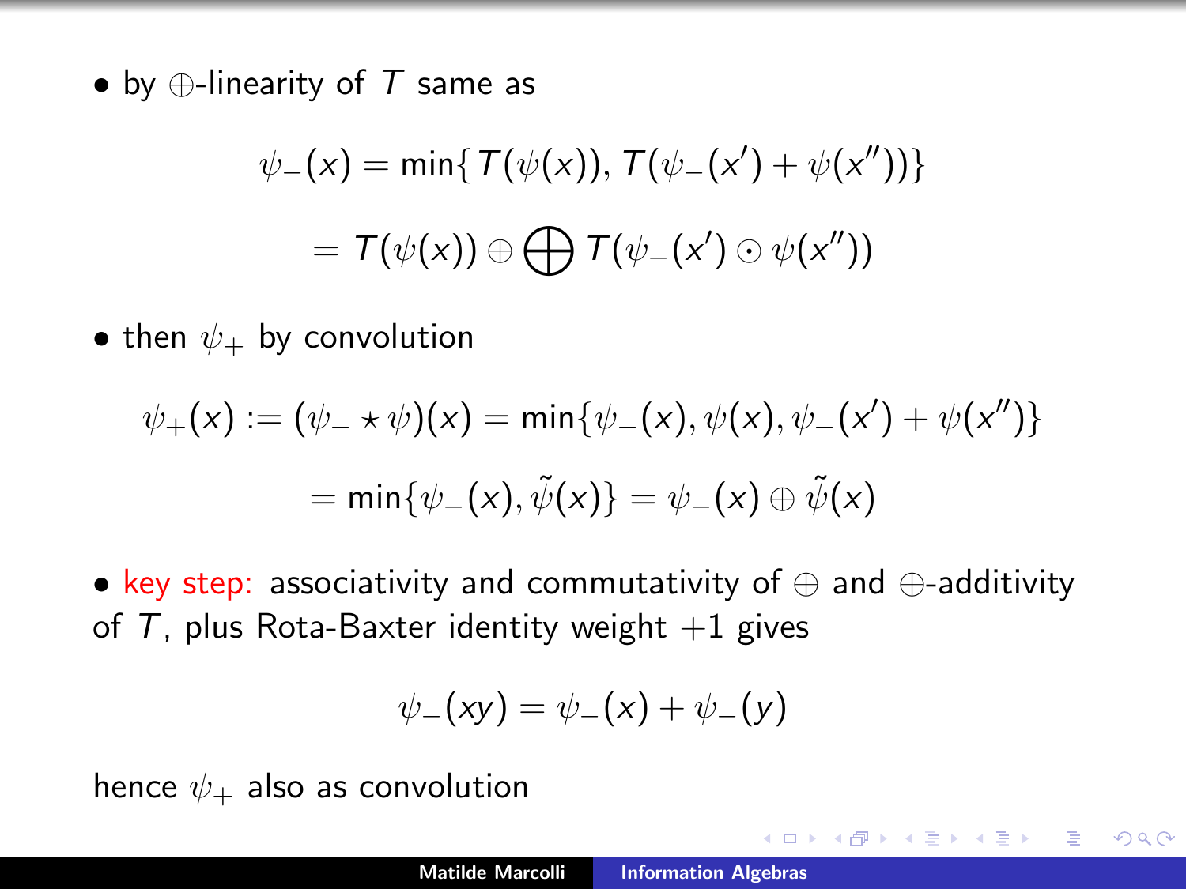- by $\oplus$-linearity of $T$ same as

$$\psi_-(x) = \min\{\, T(\psi(x)),\, T(\psi_-(x') + \psi(x''))\}$$

$$= T(\psi(x)) \oplus \bigoplus T(\psi_-(x') \odot \psi(x''))$$

- then $\psi_+$ by convolution

$$\psi_+(x) := (\psi_- \star \psi)(x) = \min\{\psi_-(x), \psi(x), \psi_-(x') + \psi(x'')\}$$

$$= \min\{\psi_-(x), \tilde{\psi}(x)\} = \psi_-(x) \oplus \tilde{\psi}(x)$$

- key step: associativity and commutativity of $\oplus$ and $\oplus$-additivity of $T$, plus Rota-Baxter identity weight $+1$ gives

$$\psi_-(xy) = \psi_-(x) + \psi_-(y)$$

hence $\psi_+$ also as convolution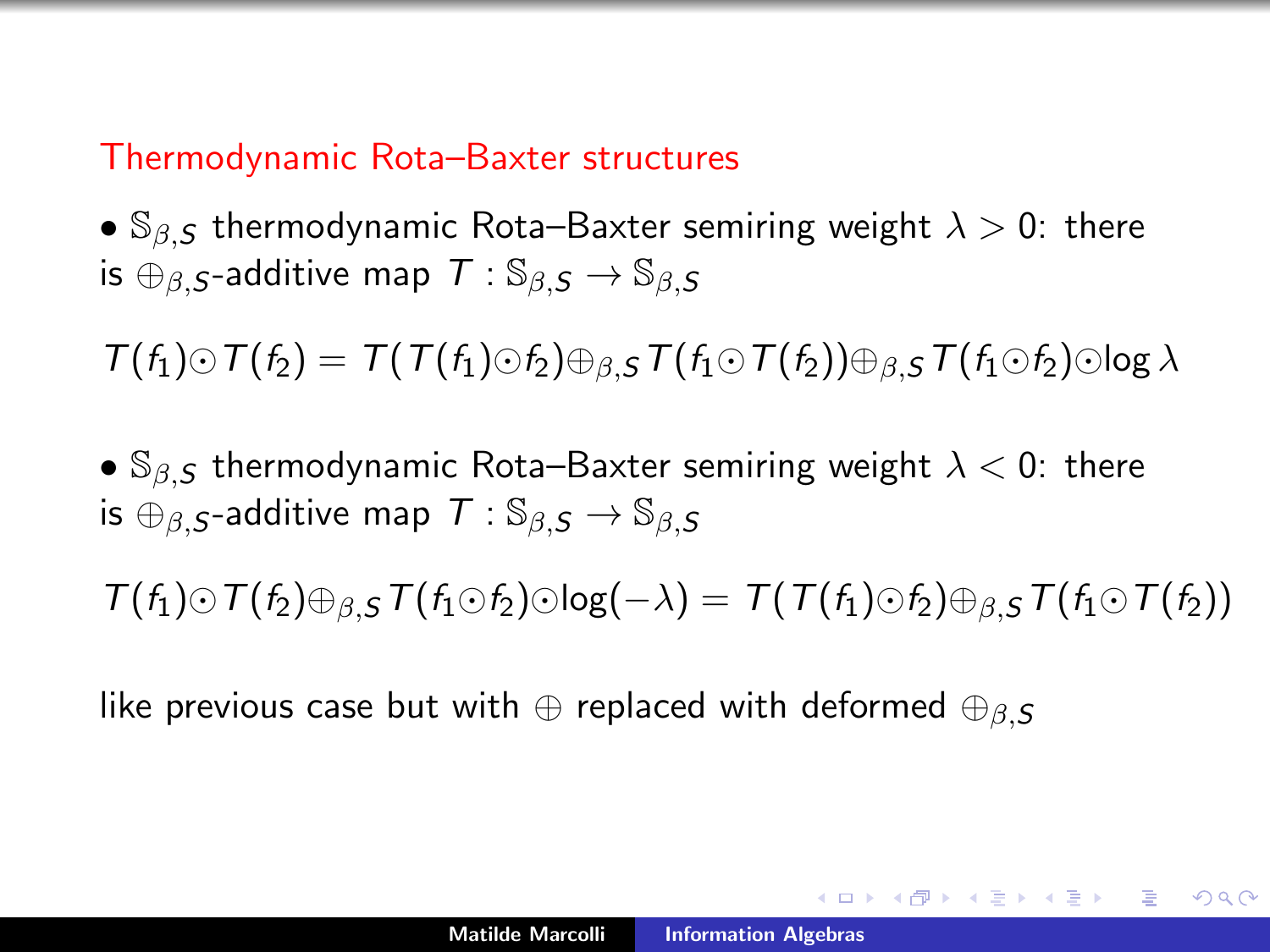## Thermodynamic Rota–Baxter structures

- $\mathbb{S}_{\beta,S}$ thermodynamic Rota–Baxter semiring weight $\lambda > 0$: there is $\oplus_{\beta,S}$-additive map $T : \mathbb{S}_{\beta,S} \to \mathbb{S}_{\beta,S}$

$$T(f_1) \odot T(f_2) = T(T(f_1) \odot f_2) \oplus_{\beta,S} T(f_1 \odot T(f_2)) \oplus_{\beta,S} T(f_1 \odot f_2) \odot \log \lambda$$

- $\mathbb{S}_{\beta,S}$ thermodynamic Rota–Baxter semiring weight $\lambda < 0$: there is $\oplus_{\beta,S}$-additive map $T : \mathbb{S}_{\beta,S} \to \mathbb{S}_{\beta,S}$

$$T(f_1) \odot T(f_2) \oplus_{\beta,S} T(f_1 \odot f_2) \odot \log(-\lambda) = T(T(f_1) \odot f_2) \oplus_{\beta,S} T(f_1 \odot T(f_2))$$

like previous case but with $\oplus$ replaced with deformed $\oplus_{\beta,S}$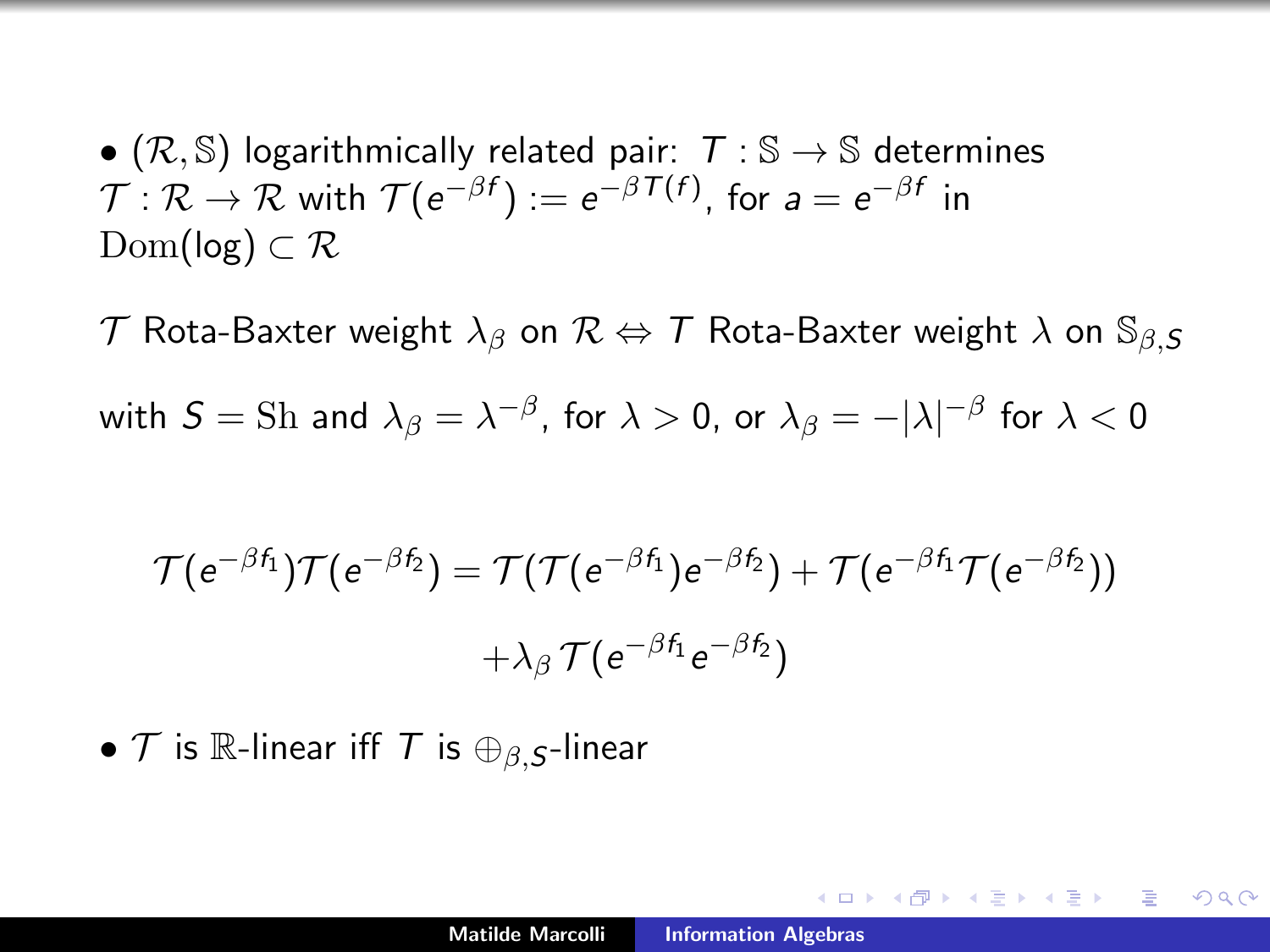- $(\mathcal{R}, \mathbb{S})$ logarithmically related pair: $T : \mathbb{S} \to \mathbb{S}$ determines $\mathcal{T} : \mathcal{R} \to \mathcal{R}$ with $\mathcal{T}(e^{-\beta f}) := e^{-\beta T(f)}$, for $a = e^{-\beta f}$ in $\mathrm{Dom}(\log) \subset \mathcal{R}$

$\mathcal{T}$ Rota-Baxter weight $\lambda_\beta$ on $\mathcal{R} \Leftrightarrow T$ Rota-Baxter weight $\lambda$ on $\mathbb{S}_{\beta,S}$

with $S = \mathrm{Sh}$ and $\lambda_\beta = \lambda^{-\beta}$, for $\lambda > 0$, or $\lambda_\beta = -|\lambda|^{-\beta}$ for $\lambda < 0$

$$\mathcal{T}(e^{-\beta f_1})\mathcal{T}(e^{-\beta f_2}) = \mathcal{T}(\mathcal{T}(e^{-\beta f_1})e^{-\beta f_2}) + \mathcal{T}(e^{-\beta f_1}\mathcal{T}(e^{-\beta f_2}))$$
$$+\lambda_\beta \mathcal{T}(e^{-\beta f_1}e^{-\beta f_2})$$

- $\mathcal{T}$ is $\mathbb{R}$-linear iff $T$ is $\oplus_{\beta,S}$-linear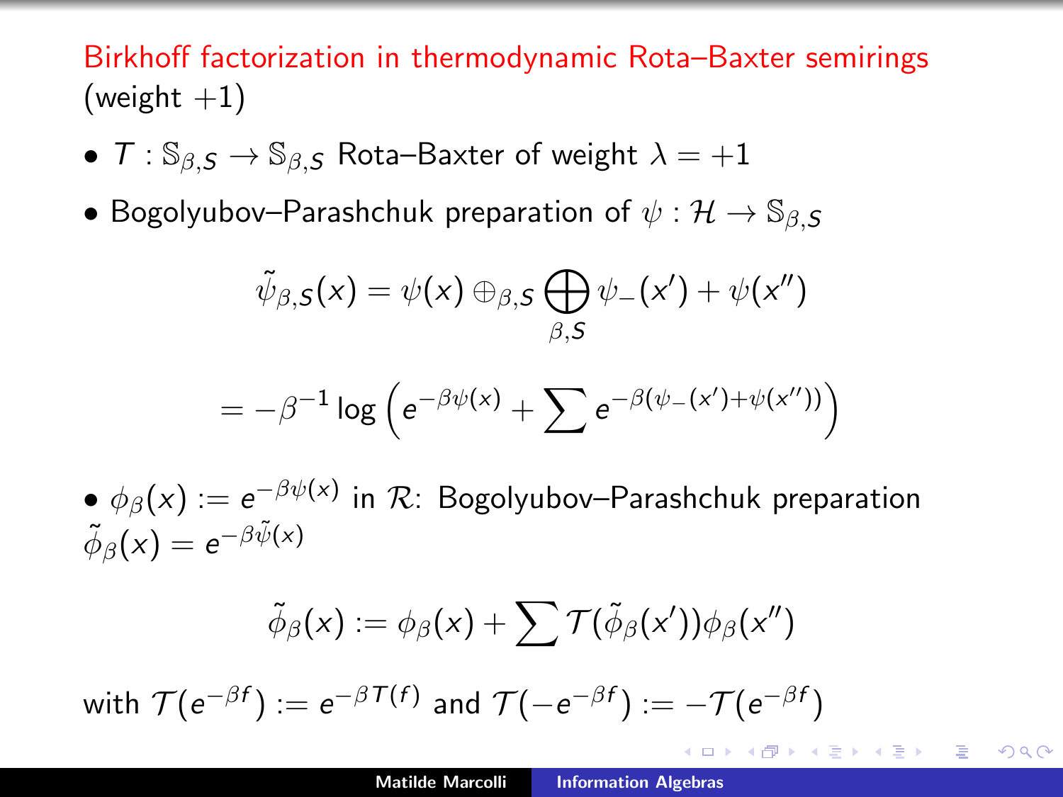## Birkhoff factorization in thermodynamic Rota–Baxter semirings (weight +1)

- $T : \mathbb{S}_{\beta,S} \to \mathbb{S}_{\beta,S}$ Rota–Baxter of weight $\lambda = +1$
- Bogolyubov–Parashchuk preparation of $\psi : \mathcal{H} \to \mathbb{S}_{\beta,S}$

$$\tilde{\psi}_{\beta,S}(x) = \psi(x) \oplus_{\beta,S} \bigoplus_{\beta,S} \psi_-(x') + \psi(x'')$$

$$= -\beta^{-1} \log \left( e^{-\beta\psi(x)} + \sum e^{-\beta(\psi_-(x') + \psi(x''))} \right)$$

- $\phi_\beta(x) := e^{-\beta\psi(x)}$ in $\mathcal{R}$: Bogolyubov–Parashchuk preparation $\tilde{\phi}_\beta(x) = e^{-\beta\tilde{\psi}(x)}$

$$\tilde{\phi}_\beta(x) := \phi_\beta(x) + \sum \mathcal{T}(\tilde{\phi}_\beta(x'))\phi_\beta(x'')$$

with $\mathcal{T}(e^{-\beta f}) := e^{-\beta T(f)}$ and $\mathcal{T}(-e^{-\beta f}) := -\mathcal{T}(e^{-\beta f})$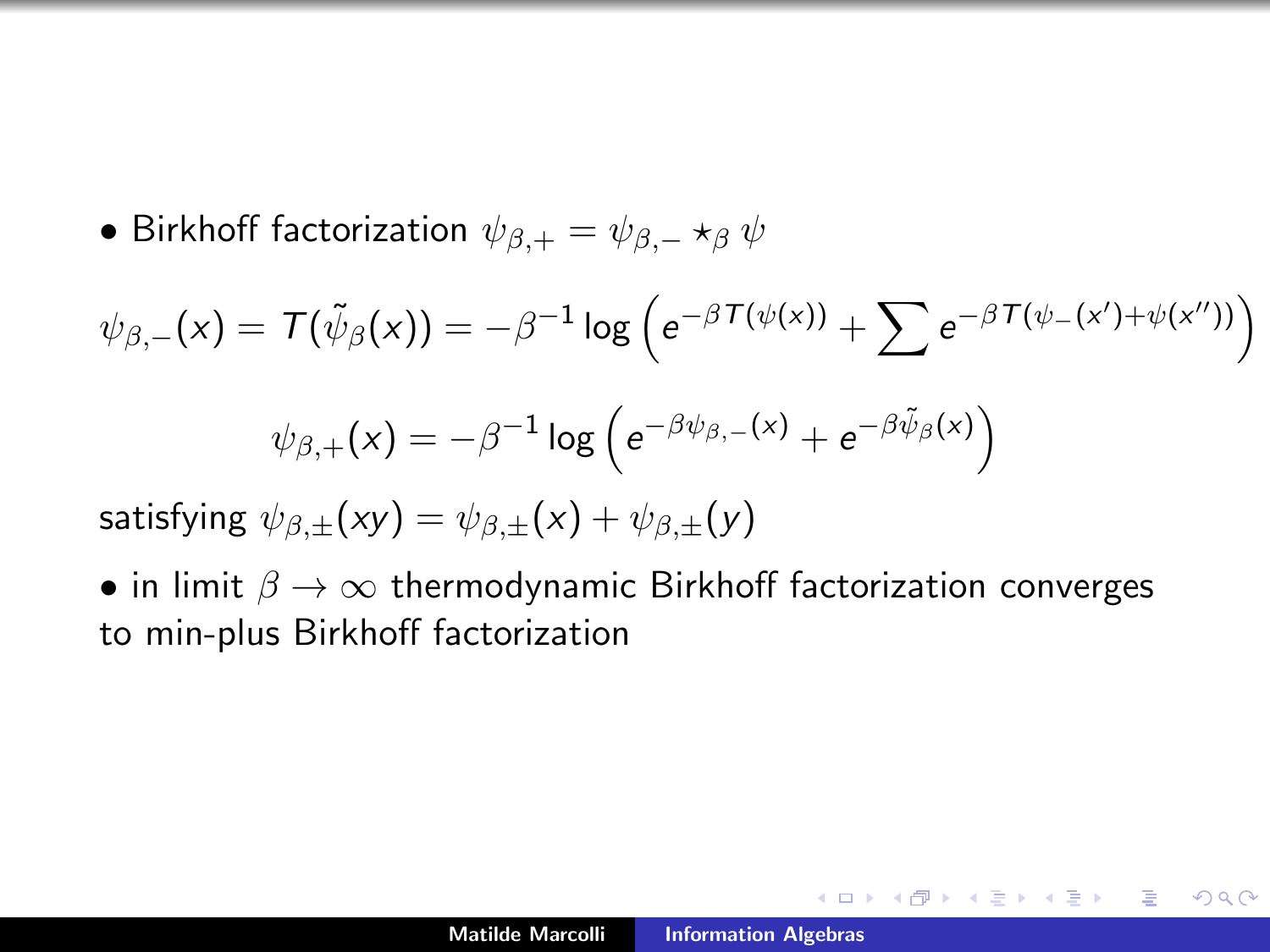- Birkhoff factorization $\psi_{\beta,+} = \psi_{\beta,-} \star_\beta \psi$

$$\psi_{\beta,-}(x) = T(\tilde{\psi}_\beta(x)) = -\beta^{-1} \log \left( e^{-\beta T(\psi(x))} + \sum e^{-\beta T(\psi_-(x') + \psi(x''))} \right)$$

$$\psi_{\beta,+}(x) = -\beta^{-1} \log \left( e^{-\beta \psi_{\beta,-}(x)} + e^{-\beta \tilde{\psi}_\beta(x)} \right)$$

satisfying $\psi_{\beta,\pm}(xy) = \psi_{\beta,\pm}(x) + \psi_{\beta,\pm}(y)$

- in limit $\beta \to \infty$ thermodynamic Birkhoff factorization converges to min-plus Birkhoff factorization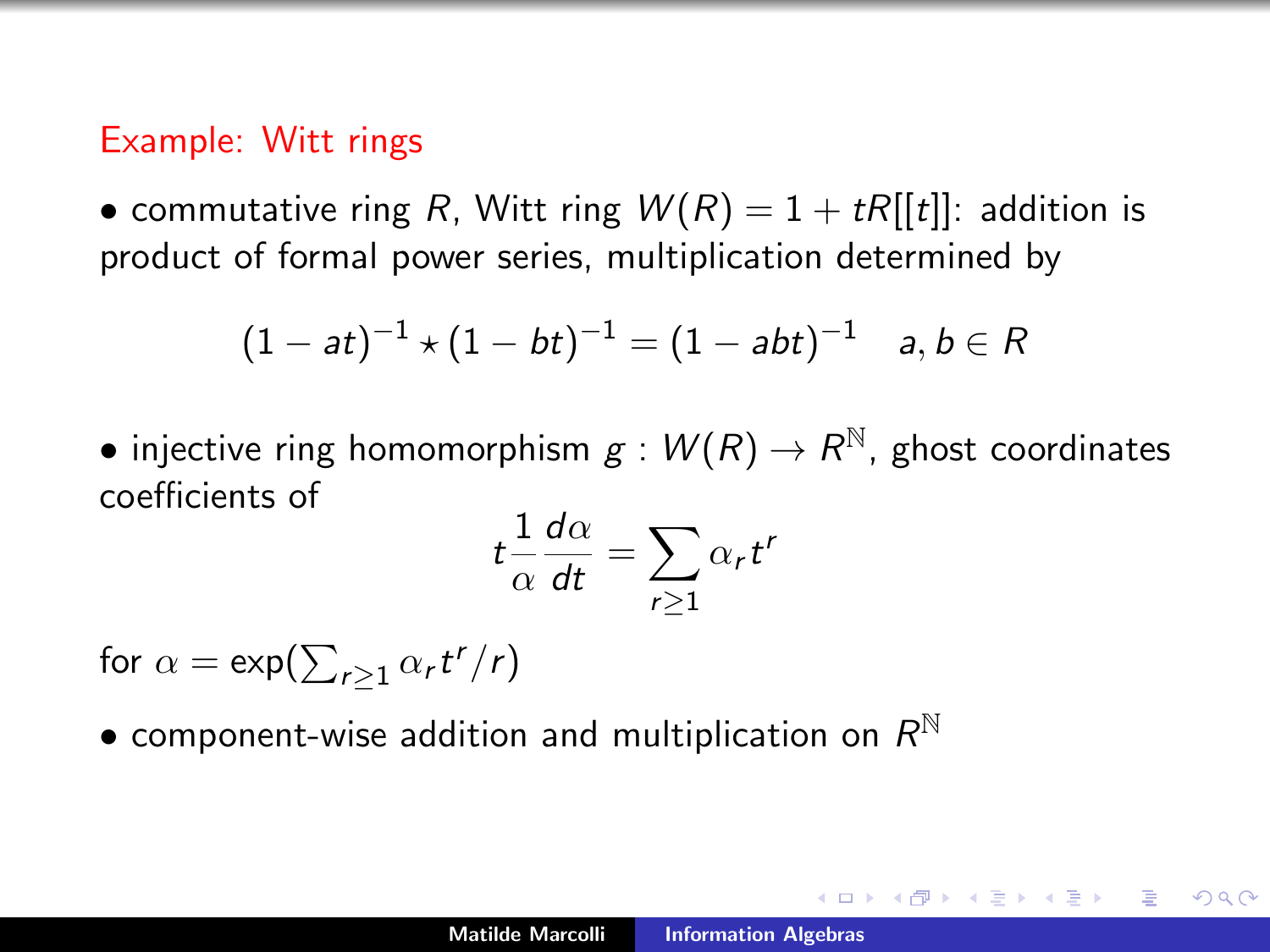## Example: Witt rings

- commutative ring $R$, Witt ring $W(R) = 1 + tR[[t]]$: addition is product of formal power series, multiplication determined by

$$(1 - at)^{-1} \star (1 - bt)^{-1} = (1 - abt)^{-1} \quad a, b \in R$$

- injective ring homomorphism $g : W(R) \to R^{\mathbb{N}}$, ghost coordinates coefficients of

$$t \frac{1}{\alpha} \frac{d\alpha}{dt} = \sum_{r \geq 1} \alpha_r t^r$$

for $\alpha = \exp(\sum_{r \geq 1} \alpha_r t^r / r)$

- component-wise addition and multiplication on $R^{\mathbb{N}}$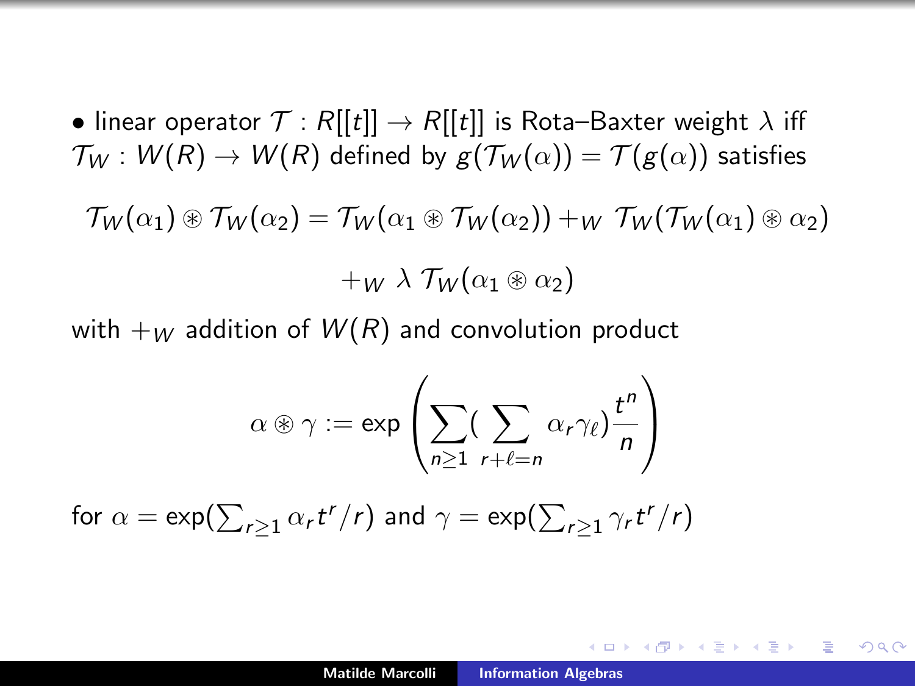- linear operator $\mathcal{T} : R[[t]] \to R[[t]]$ is Rota–Baxter weight $\lambda$ iff $\mathcal{T}_W : W(R) \to W(R)$ defined by $g(\mathcal{T}_W(\alpha)) = \mathcal{T}(g(\alpha))$ satisfies

$$\mathcal{T}_W(\alpha_1) \circledast \mathcal{T}_W(\alpha_2) = \mathcal{T}_W(\alpha_1 \circledast \mathcal{T}_W(\alpha_2)) +_W \mathcal{T}_W(\mathcal{T}_W(\alpha_1) \circledast \alpha_2)$$

$$+_W \lambda \, \mathcal{T}_W(\alpha_1 \circledast \alpha_2)$$

with $+_W$ addition of $W(R)$ and convolution product

$$\alpha \circledast \gamma := \exp \left( \sum_{n \geq 1} ( \sum_{r+\ell=n} \alpha_r \gamma_\ell ) \frac{t^n}{n} \right)$$

for $\alpha = \exp(\sum_{r\geq 1} \alpha_r t^r / r)$ and $\gamma = \exp(\sum_{r \geq 1} \gamma_r t^r / r)$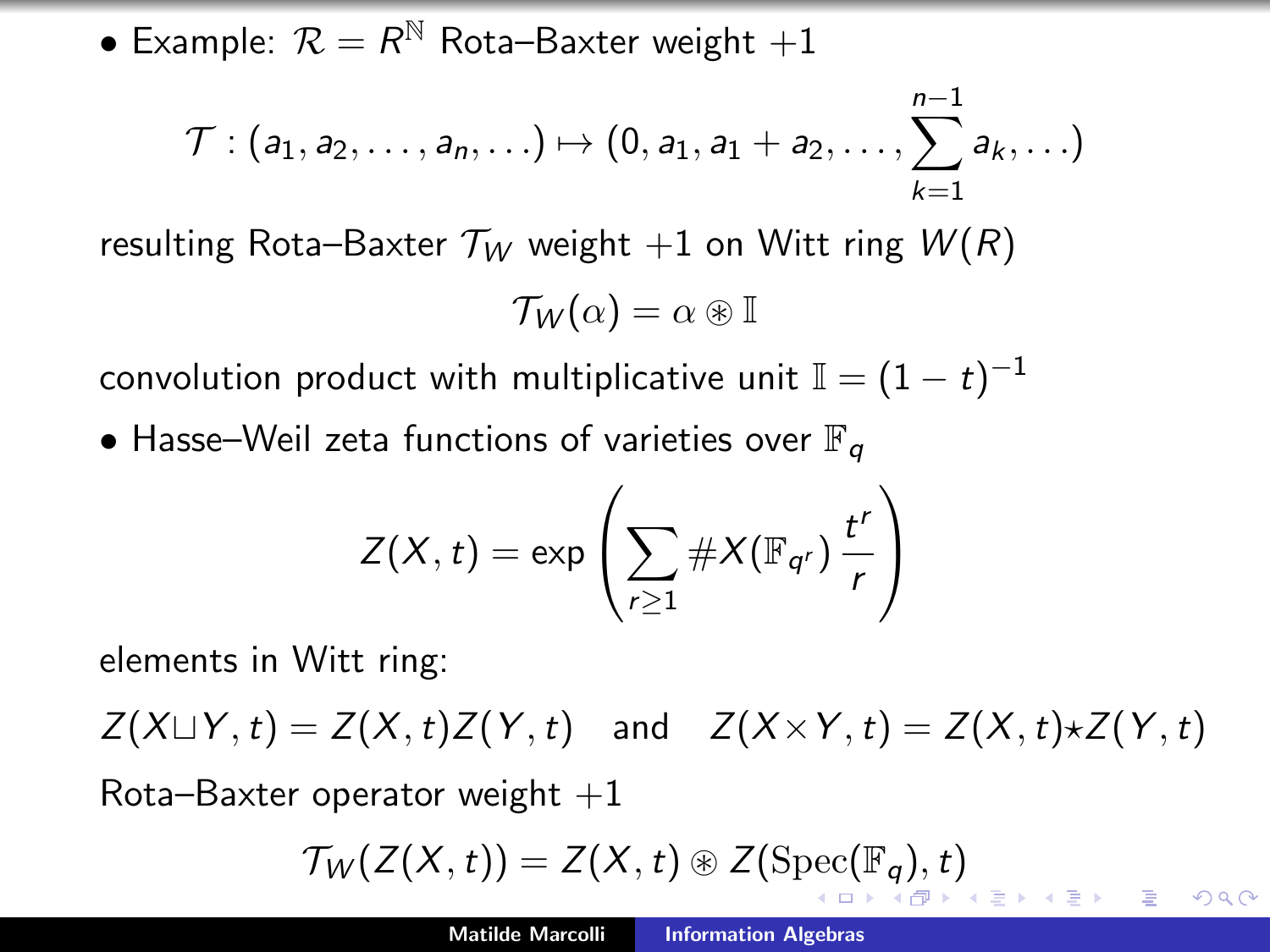- Example: $\mathcal{R} = R^{\mathbb{N}}$ Rota–Baxter weight $+1$

$$\mathcal{T} : (a_1, a_2, \ldots, a_n, \ldots) \mapsto (0, a_1, a_1 + a_2, \ldots, \sum_{k=1}^{n-1} a_k, \ldots)$$

resulting Rota–Baxter $\mathcal{T}_W$ weight $+1$ on Witt ring $W(R)$

$$\mathcal{T}_W(\alpha) = \alpha \circledast \mathbb{I}$$

convolution product with multiplicative unit $\mathbb{I} = (1-t)^{-1}$

- Hasse–Weil zeta functions of varieties over $\mathbb{F}_q$

$$Z(X,t) = \exp\left( \sum_{r \geq 1} \# X(\mathbb{F}_{q^r}) \, \frac{t^r}{r} \right)$$

elements in Witt ring:

$Z(X \sqcup Y, t) = Z(X,t) Z(Y,t)$ and $Z(X \times Y, t) = Z(X,t) \star Z(Y,t)$

Rota–Baxter operator weight $+1$

$$\mathcal{T}_W(Z(X,t)) = Z(X,t) \circledast Z(\mathrm{Spec}(\mathbb{F}_q), t)$$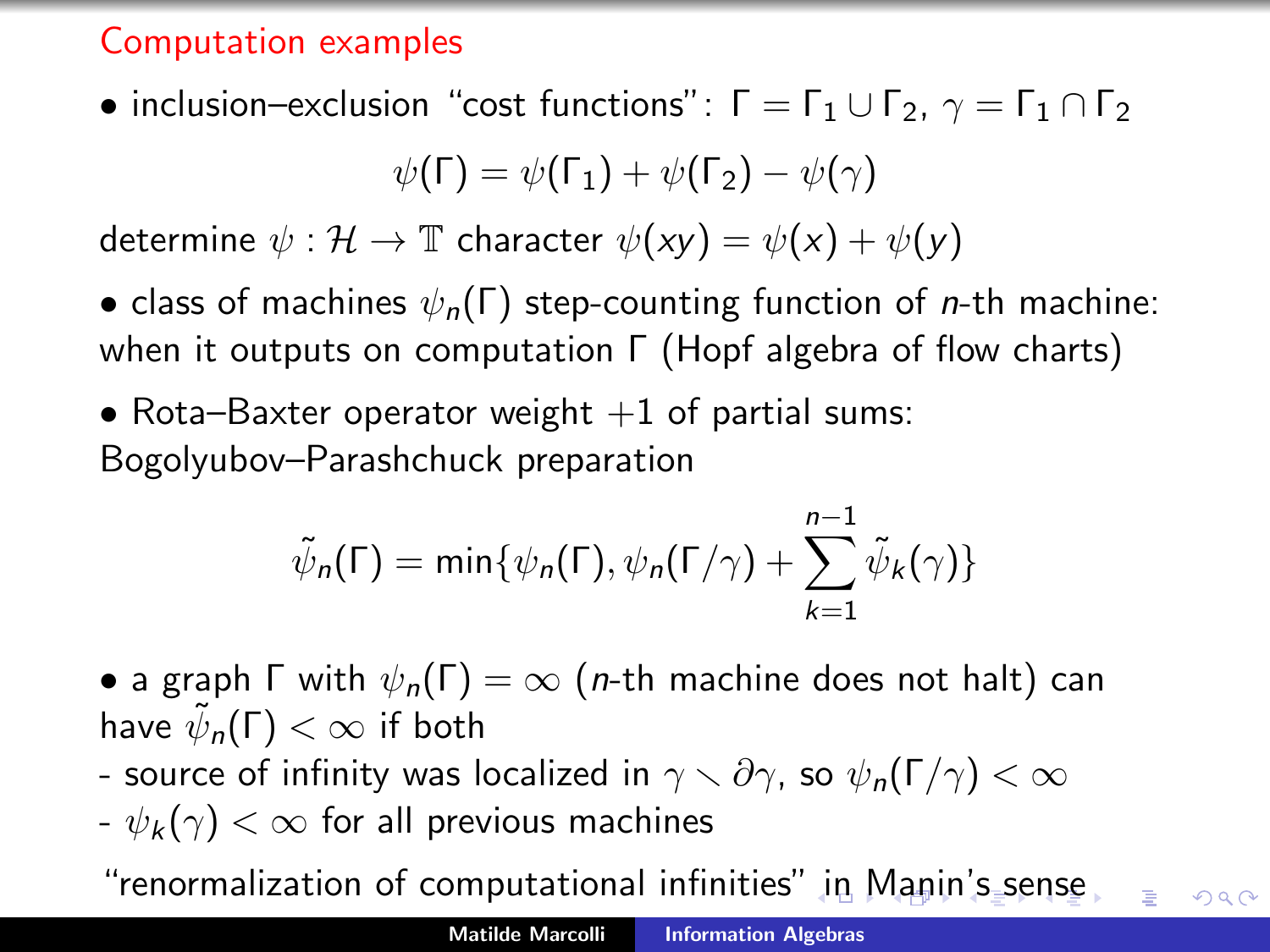## Computation examples

- inclusion–exclusion "cost functions": $\Gamma = \Gamma_1 \cup \Gamma_2$, $\gamma = \Gamma_1 \cap \Gamma_2$

$$\psi(\Gamma) = \psi(\Gamma_1) + \psi(\Gamma_2) - \psi(\gamma)$$

determine $\psi : \mathcal{H} \to \mathbb{T}$ character $\psi(xy) = \psi(x) + \psi(y)$

- class of machines $\psi_n(\Gamma)$ step-counting function of $n$-th machine: when it outputs on computation $\Gamma$ (Hopf algebra of flow charts)

- Rota–Baxter operator weight $+1$ of partial sums: Bogolyubov–Parashchuck preparation

$$\tilde{\psi}_n(\Gamma) = \min\{\psi_n(\Gamma), \psi_n(\Gamma/\gamma) + \sum_{k=1}^{n-1} \tilde{\psi}_k(\gamma)\}$$

- a graph $\Gamma$ with $\psi_n(\Gamma) = \infty$ ($n$-th machine does not halt) can have $\tilde{\psi}_n(\Gamma) < \infty$ if both
  - source of infinity was localized in $\gamma \smallsetminus \partial\gamma$, so $\psi_n(\Gamma/\gamma) < \infty$
  - $\psi_k(\gamma) < \infty$ for all previous machines

"renormalization of computational infinities" in Manin's sense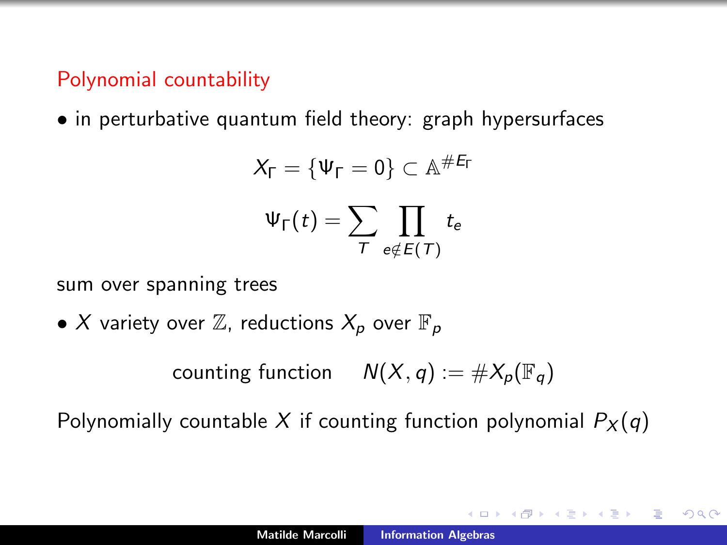## Polynomial countability

- in perturbative quantum field theory: graph hypersurfaces

$$X_\Gamma = \{\Psi_\Gamma = 0\} \subset \mathbb{A}^{\# E_\Gamma}$$

$$\Psi_\Gamma(t) = \sum_T \prod_{e \notin E(T)} t_e$$

sum over spanning trees

- $X$ variety over $\mathbb{Z}$, reductions $X_p$ over $\mathbb{F}_p$

$$\text{counting function} \qquad N(X, q) := \# X_p(\mathbb{F}_q)$$

Polynomially countable $X$ if counting function polynomial $P_X(q)$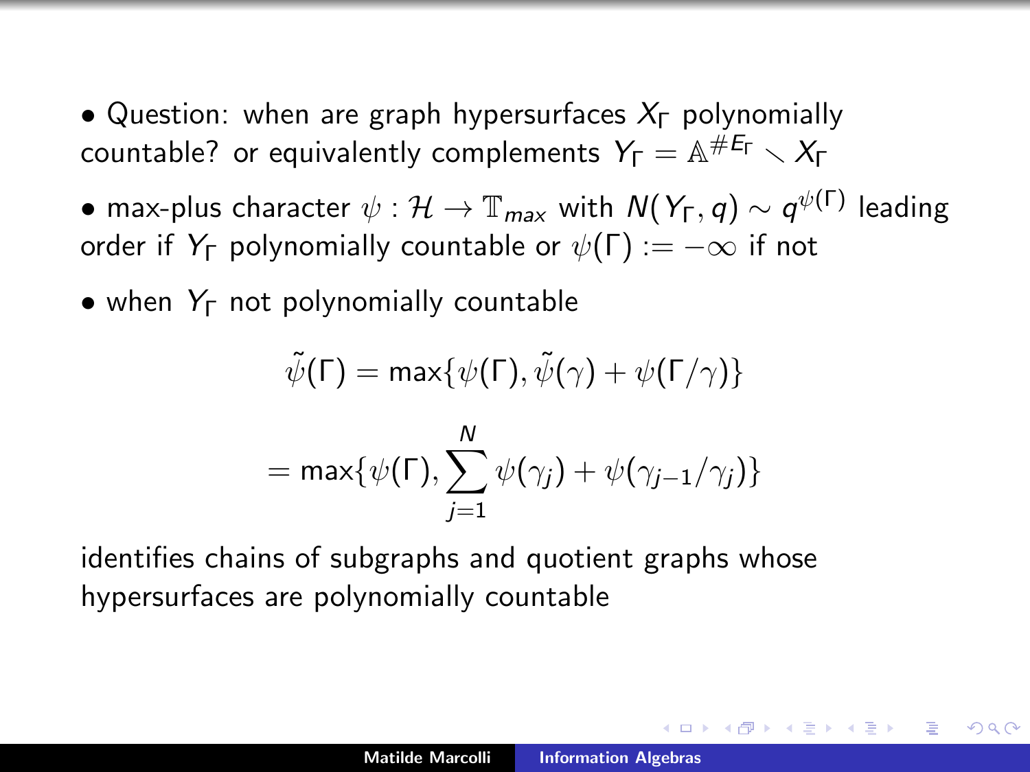- Question: when are graph hypersurfaces $X_\Gamma$ polynomially countable? or equivalently complements $Y_\Gamma = \mathbb{A}^{\# E_\Gamma} \smallsetminus X_\Gamma$

- max-plus character $\psi : \mathcal{H} \to \mathbb{T}_{max}$ with $N(Y_\Gamma, q) \sim q^{\psi(\Gamma)}$ leading order if $Y_\Gamma$ polynomially countable or $\psi(\Gamma) := -\infty$ if not

- when $Y_\Gamma$ not polynomially countable

$$\tilde{\psi}(\Gamma) = \max\{\psi(\Gamma), \tilde{\psi}(\gamma) + \psi(\Gamma/\gamma)\}$$

$$= \max\{\psi(\Gamma), \sum_{j=1}^{N} \psi(\gamma_j) + \psi(\gamma_{j-1}/\gamma_j)\}$$

identifies chains of subgraphs and quotient graphs whose hypersurfaces are polynomially countable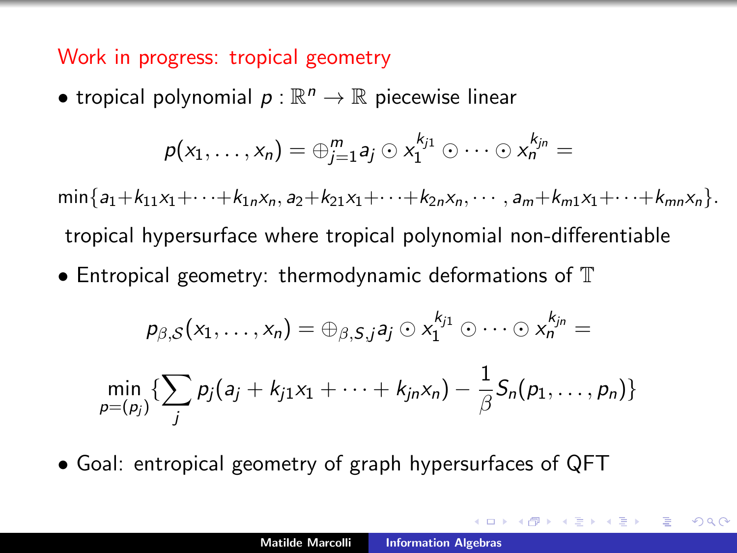## Work in progress: tropical geometry

- tropical polynomial $p : \mathbb{R}^n \to \mathbb{R}$ piecewise linear

$$p(x_1, \ldots, x_n) = \oplus_{j=1}^m a_j \odot x_1^{k_{j1}} \odot \cdots \odot x_n^{k_{jn}} =$$

$$\min\{a_1 + k_{11}x_1 + \cdots + k_{1n}x_n, a_2 + k_{21}x_1 + \cdots + k_{2n}x_n, \cdots, a_m + k_{m1}x_1 + \cdots + k_{mn}x_n\}.$$

tropical hypersurface where tropical polynomial non-differentiable

- Entropical geometry: thermodynamic deformations of $\mathbb{T}$

$$p_{\beta,\mathcal{S}}(x_1, \ldots, x_n) = \oplus_{\beta,S,j} a_j \odot x_1^{k_{j1}} \odot \cdots \odot x_n^{k_{jn}} =$$

$$\min_{p=(p_j)} \{\sum_j p_j(a_j + k_{j1}x_1 + \cdots + k_{jn}x_n) - \frac{1}{\beta} S_n(p_1, \ldots, p_n)\}$$

- Goal: entropical geometry of graph hypersurfaces of QFT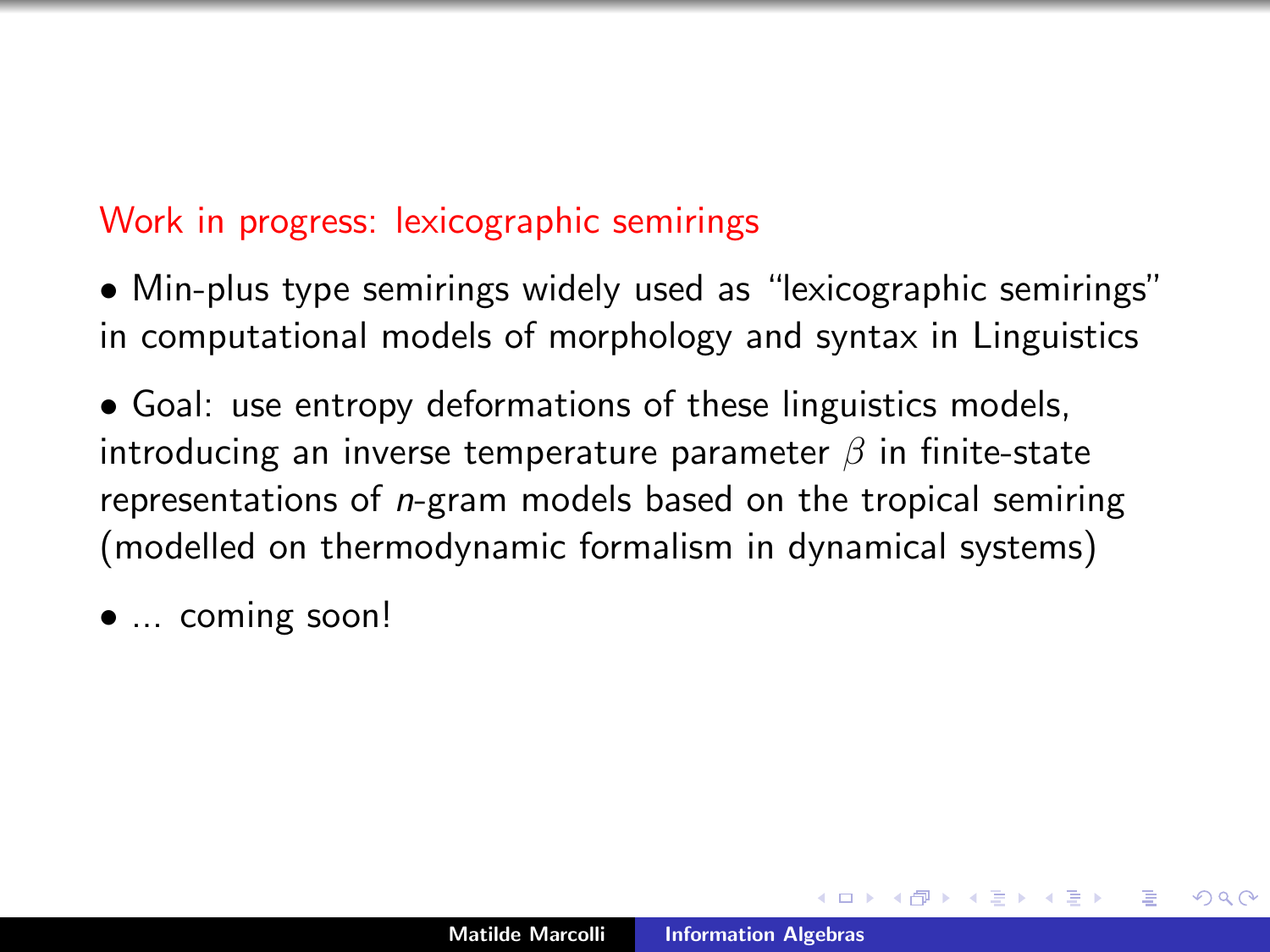## Work in progress: lexicographic semirings

- Min-plus type semirings widely used as “lexicographic semirings” in computational models of morphology and syntax in Linguistics
- Goal: use entropy deformations of these linguistics models, introducing an inverse temperature parameter $\beta$ in finite-state representations of $n$-gram models based on the tropical semiring (modelled on thermodynamic formalism in dynamical systems)
- ... coming soon!